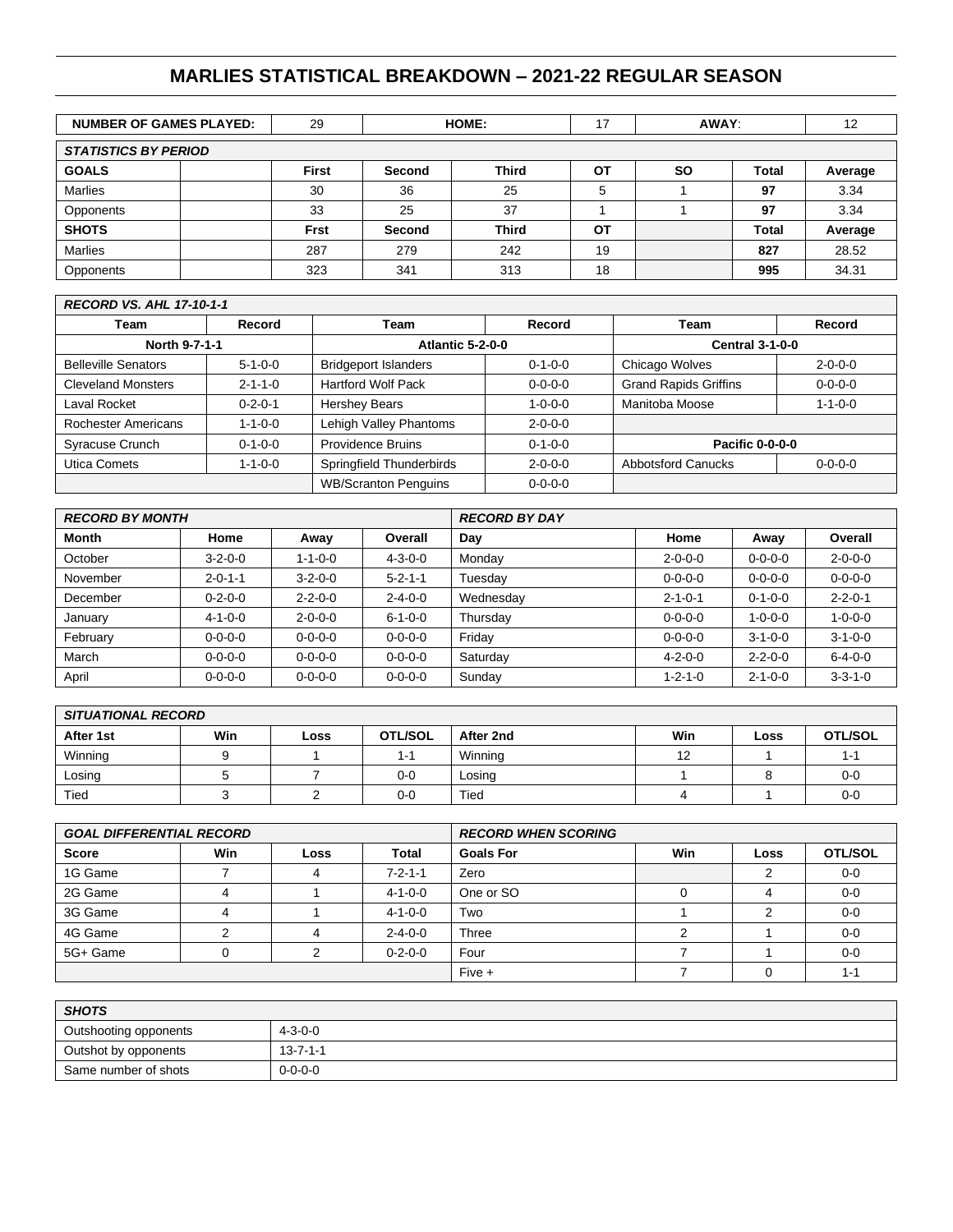# MARLIES STATISTICAL BREAKDOWN – 2021-22 REGULAR SEASON

| NUMBER OF GAMES PLAYED: | 29 | HOME: | 17 | AWAY: | 12 |
|---|---|---|---|---|---|

| *STATISTICS BY PERIOD* | | | | | | | | |
|---|---|---|---|---|---|---|---|---|
| **GOALS** | | **First** | **Second** | **Third** | **OT** | **SO** | **Total** | **Average** |
| Marlies | | 30 | 36 | 25 | 5 | 1 | **97** | 3.34 |
| Opponents | | 33 | 25 | 37 | 1 | 1 | **97** | 3.34 |
| **SHOTS** | | **Frst** | **Second** | **Third** | **OT** | | **Total** | **Average** |
| Marlies | | 287 | 279 | 242 | 19 | | **827** | 28.52 |
| Opponents | | 323 | 341 | 313 | 18 | | **995** | 34.31 |

| *RECORD VS. AHL 17-10-1-1* | | | | | |
|---|---|---|---|---|---|
| **Team** | **Record** | **Team** | **Record** | **Team** | **Record** |
| **North 9-7-1-1** | | **Atlantic 5-2-0-0** | | **Central 3-1-0-0** | |
| Belleville Senators | 5-1-0-0 | Bridgeport Islanders | 0-1-0-0 | Chicago Wolves | 2-0-0-0 |
| Cleveland Monsters | 2-1-1-0 | Hartford Wolf Pack | 0-0-0-0 | Grand Rapids Griffins | 0-0-0-0 |
| Laval Rocket | 0-2-0-1 | Hershey Bears | 1-0-0-0 | Manitoba Moose | 1-1-0-0 |
| Rochester Americans | 1-1-0-0 | Lehigh Valley Phantoms | 2-0-0-0 | | |
| Syracuse Crunch | 0-1-0-0 | Providence Bruins | 0-1-0-0 | **Pacific 0-0-0-0** | |
| Utica Comets | 1-1-0-0 | Springfield Thunderbirds | 2-0-0-0 | Abbotsford Canucks | 0-0-0-0 |
| | | WB/Scranton Penguins | 0-0-0-0 | | |

| *RECORD BY MONTH* | | | | *RECORD BY DAY* | | | |
|---|---|---|---|---|---|---|---|
| **Month** | **Home** | **Away** | **Overall** | **Day** | **Home** | **Away** | **Overall** |
| October | 3-2-0-0 | 1-1-0-0 | 4-3-0-0 | Monday | 2-0-0-0 | 0-0-0-0 | 2-0-0-0 |
| November | 2-0-1-1 | 3-2-0-0 | 5-2-1-1 | Tuesday | 0-0-0-0 | 0-0-0-0 | 0-0-0-0 |
| December | 0-2-0-0 | 2-2-0-0 | 2-4-0-0 | Wednesday | 2-1-0-1 | 0-1-0-0 | 2-2-0-1 |
| January | 4-1-0-0 | 2-0-0-0 | 6-1-0-0 | Thursday | 0-0-0-0 | 1-0-0-0 | 1-0-0-0 |
| February | 0-0-0-0 | 0-0-0-0 | 0-0-0-0 | Friday | 0-0-0-0 | 3-1-0-0 | 3-1-0-0 |
| March | 0-0-0-0 | 0-0-0-0 | 0-0-0-0 | Saturday | 4-2-0-0 | 2-2-0-0 | 6-4-0-0 |
| April | 0-0-0-0 | 0-0-0-0 | 0-0-0-0 | Sunday | 1-2-1-0 | 2-1-0-0 | 3-3-1-0 |

| *SITUATIONAL RECORD* | | | | | | | |
|---|---|---|---|---|---|---|---|
| **After 1st** | **Win** | **Loss** | **OTL/SOL** | **After 2nd** | **Win** | **Loss** | **OTL/SOL** |
| Winning | 9 | 1 | 1-1 | Winning | 12 | 1 | 1-1 |
| Losing | 5 | 7 | 0-0 | Losing | 1 | 8 | 0-0 |
| Tied | 3 | 2 | 0-0 | Tied | 4 | 1 | 0-0 |

| *GOAL DIFFERENTIAL RECORD* | | | | *RECORD WHEN SCORING* | | | |
|---|---|---|---|---|---|---|---|
| **Score** | **Win** | **Loss** | **Total** | **Goals For** | **Win** | **Loss** | **OTL/SOL** |
| 1G Game | 7 | 4 | 7-2-1-1 | Zero | | 2 | 0-0 |
| 2G Game | 4 | 1 | 4-1-0-0 | One or SO | 0 | 4 | 0-0 |
| 3G Game | 4 | 1 | 4-1-0-0 | Two | 1 | 2 | 0-0 |
| 4G Game | 2 | 4 | 2-4-0-0 | Three | 2 | 1 | 0-0 |
| 5G+ Game | 0 | 2 | 0-2-0-0 | Four | 7 | 1 | 0-0 |
| | | | | Five + | 7 | 0 | 1-1 |

| *SHOTS* | |
|---|---|
| Outshooting opponents | 4-3-0-0 |
| Outshot by opponents | 13-7-1-1 |
| Same number of shots | 0-0-0-0 |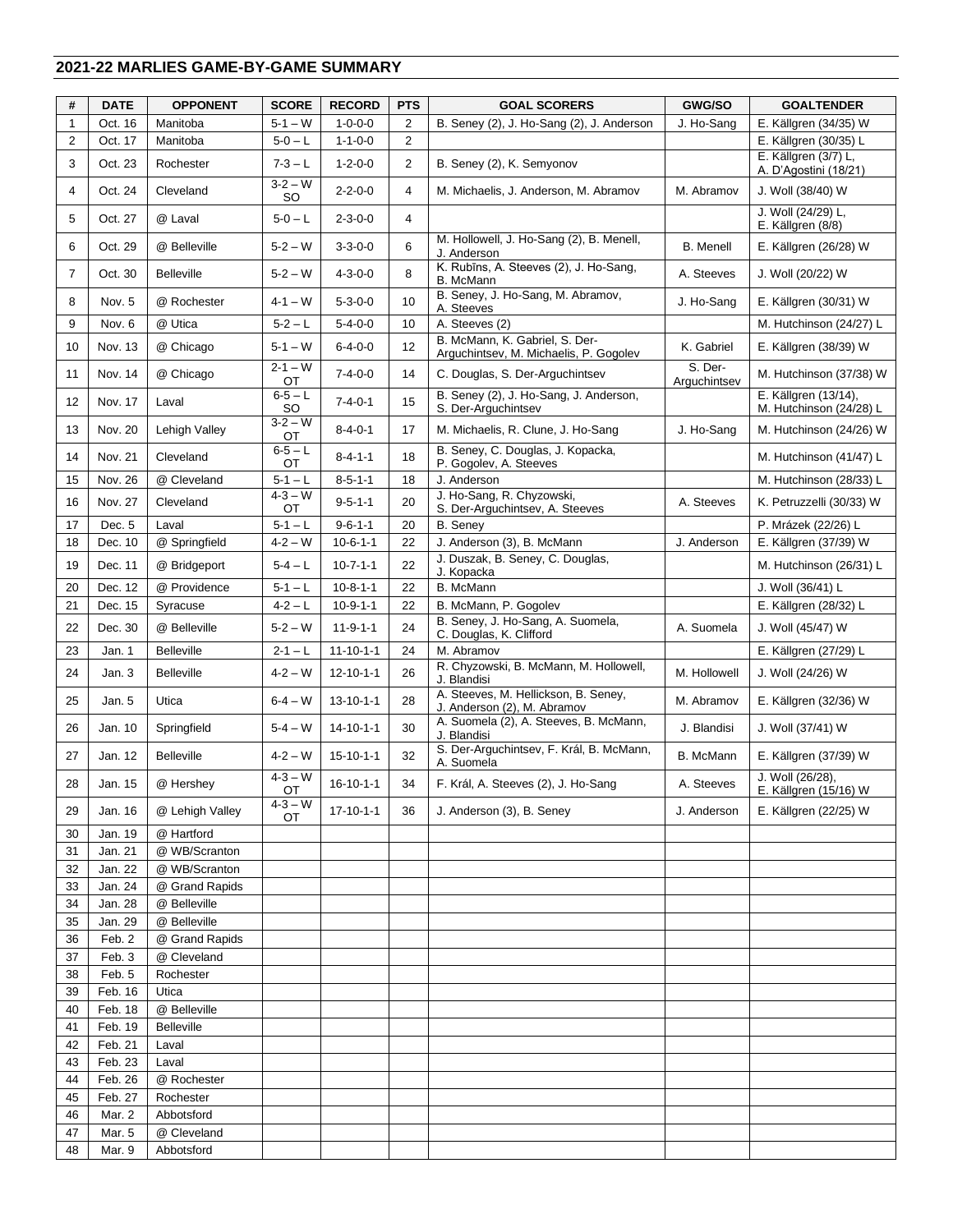## 2021-22 MARLIES GAME-BY-GAME SUMMARY

| # | DATE | OPPONENT | SCORE | RECORD | PTS | GOAL SCORERS | GWG/SO | GOALTENDER |
|---|---|---|---|---|---|---|---|---|
| 1 | Oct. 16 | Manitoba | 5-1 – W | 1-0-0-0 | 2 | B. Seney (2), J. Ho-Sang (2), J. Anderson | J. Ho-Sang | E. Källgren (34/35) W |
| 2 | Oct. 17 | Manitoba | 5-0 – L | 1-1-0-0 | 2 | | | E. Källgren (30/35) L |
| 3 | Oct. 23 | Rochester | 7-3 – L | 1-2-0-0 | 2 | B. Seney (2), K. Semyonov | | E. Källgren (3/7) L, A. D'Agostini (18/21) |
| 4 | Oct. 24 | Cleveland | 3-2 – W SO | 2-2-0-0 | 4 | M. Michaelis, J. Anderson, M. Abramov | M. Abramov | J. Woll (38/40) W |
| 5 | Oct. 27 | @ Laval | 5-0 – L | 2-3-0-0 | 4 | | | J. Woll (24/29) L, E. Källgren (8/8) |
| 6 | Oct. 29 | @ Belleville | 5-2 – W | 3-3-0-0 | 6 | M. Hollowell, J. Ho-Sang (2), B. Menell, J. Anderson | B. Menell | E. Källgren (26/28) W |
| 7 | Oct. 30 | Belleville | 5-2 – W | 4-3-0-0 | 8 | K. Rubīns, A. Steeves (2), J. Ho-Sang, B. McMann | A. Steeves | J. Woll (20/22) W |
| 8 | Nov. 5 | @ Rochester | 4-1 – W | 5-3-0-0 | 10 | B. Seney, J. Ho-Sang, M. Abramov, A. Steeves | J. Ho-Sang | E. Källgren (30/31) W |
| 9 | Nov. 6 | @ Utica | 5-2 – L | 5-4-0-0 | 10 | A. Steeves (2) | | M. Hutchinson (24/27) L |
| 10 | Nov. 13 | @ Chicago | 5-1 – W | 6-4-0-0 | 12 | B. McMann, K. Gabriel, S. Der-Arguchintsev, M. Michaelis, P. Gogolev | K. Gabriel | E. Källgren (38/39) W |
| 11 | Nov. 14 | @ Chicago | 2-1 – W OT | 7-4-0-0 | 14 | C. Douglas, S. Der-Arguchintsev | S. Der-Arguchintsev | M. Hutchinson (37/38) W |
| 12 | Nov. 17 | Laval | 6-5 – L SO | 7-4-0-1 | 15 | B. Seney (2), J. Ho-Sang, J. Anderson, S. Der-Arguchintsev | | E. Källgren (13/14), M. Hutchinson (24/28) L |
| 13 | Nov. 20 | Lehigh Valley | 3-2 – W OT | 8-4-0-1 | 17 | M. Michaelis, R. Clune, J. Ho-Sang | J. Ho-Sang | M. Hutchinson (24/26) W |
| 14 | Nov. 21 | Cleveland | 6-5 – L OT | 8-4-1-1 | 18 | B. Seney, C. Douglas, J. Kopacka, P. Gogolev, A. Steeves | | M. Hutchinson (41/47) L |
| 15 | Nov. 26 | @ Cleveland | 5-1 – L | 8-5-1-1 | 18 | J. Anderson | | M. Hutchinson (28/33) L |
| 16 | Nov. 27 | Cleveland | 4-3 – W OT | 9-5-1-1 | 20 | J. Ho-Sang, R. Chyzowski, S. Der-Arguchintsev, A. Steeves | A. Steeves | K. Petruzzelli (30/33) W |
| 17 | Dec. 5 | Laval | 5-1 – L | 9-6-1-1 | 20 | B. Seney | | P. Mrázek (22/26) L |
| 18 | Dec. 10 | @ Springfield | 4-2 – W | 10-6-1-1 | 22 | J. Anderson (3), B. McMann | J. Anderson | E. Källgren (37/39) W |
| 19 | Dec. 11 | @ Bridgeport | 5-4 – L | 10-7-1-1 | 22 | J. Duszak, B. Seney, C. Douglas, J. Kopacka | | M. Hutchinson (26/31) L |
| 20 | Dec. 12 | @ Providence | 5-1 – L | 10-8-1-1 | 22 | B. McMann | | J. Woll (36/41) L |
| 21 | Dec. 15 | Syracuse | 4-2 – L | 10-9-1-1 | 22 | B. McMann, P. Gogolev | | E. Källgren (28/32) L |
| 22 | Dec. 30 | @ Belleville | 5-2 – W | 11-9-1-1 | 24 | B. Seney, J. Ho-Sang, A. Suomela, C. Douglas, K. Clifford | A. Suomela | J. Woll (45/47) W |
| 23 | Jan. 1 | Belleville | 2-1 – L | 11-10-1-1 | 24 | M. Abramov | | E. Källgren (27/29) L |
| 24 | Jan. 3 | Belleville | 4-2 – W | 12-10-1-1 | 26 | R. Chyzowski, B. McMann, M. Hollowell, J. Blandisi | M. Hollowell | J. Woll (24/26) W |
| 25 | Jan. 5 | Utica | 6-4 – W | 13-10-1-1 | 28 | A. Steeves, M. Hellickson, B. Seney, J. Anderson (2), M. Abramov | M. Abramov | E. Källgren (32/36) W |
| 26 | Jan. 10 | Springfield | 5-4 – W | 14-10-1-1 | 30 | A. Suomela (2), A. Steeves, B. McMann, J. Blandisi | J. Blandisi | J. Woll (37/41) W |
| 27 | Jan. 12 | Belleville | 4-2 – W | 15-10-1-1 | 32 | S. Der-Arguchintsev, F. Král, B. McMann, A. Suomela | B. McMann | E. Källgren (37/39) W |
| 28 | Jan. 15 | @ Hershey | 4-3 – W OT | 16-10-1-1 | 34 | F. Král, A. Steeves (2), J. Ho-Sang | A. Steeves | J. Woll (26/28), E. Källgren (15/16) W |
| 29 | Jan. 16 | @ Lehigh Valley | 4-3 – W OT | 17-10-1-1 | 36 | J. Anderson (3), B. Seney | J. Anderson | E. Källgren (22/25) W |
| 30 | Jan. 19 | @ Hartford | | | | | | |
| 31 | Jan. 21 | @ WB/Scranton | | | | | | |
| 32 | Jan. 22 | @ WB/Scranton | | | | | | |
| 33 | Jan. 24 | @ Grand Rapids | | | | | | |
| 34 | Jan. 28 | @ Belleville | | | | | | |
| 35 | Jan. 29 | @ Belleville | | | | | | |
| 36 | Feb. 2 | @ Grand Rapids | | | | | | |
| 37 | Feb. 3 | @ Cleveland | | | | | | |
| 38 | Feb. 5 | Rochester | | | | | | |
| 39 | Feb. 16 | Utica | | | | | | |
| 40 | Feb. 18 | @ Belleville | | | | | | |
| 41 | Feb. 19 | Belleville | | | | | | |
| 42 | Feb. 21 | Laval | | | | | | |
| 43 | Feb. 23 | Laval | | | | | | |
| 44 | Feb. 26 | @ Rochester | | | | | | |
| 45 | Feb. 27 | Rochester | | | | | | |
| 46 | Mar. 2 | Abbotsford | | | | | | |
| 47 | Mar. 5 | @ Cleveland | | | | | | |
| 48 | Mar. 9 | Abbotsford | | | | | | |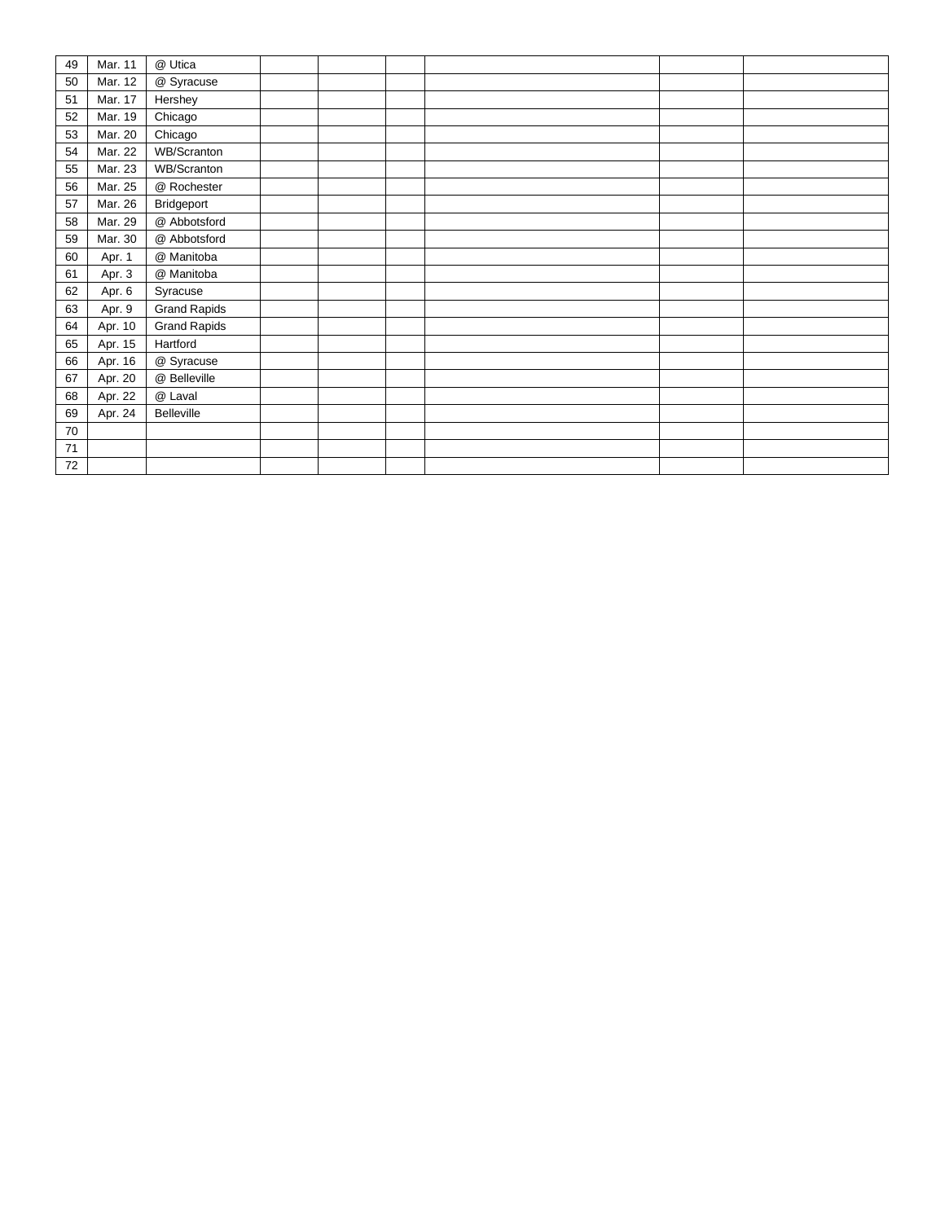| | | | | | | | | |
|---|---|---|---|---|---|---|---|---|
| 49 | Mar. 11 | @ Utica | | | | | | |
| 50 | Mar. 12 | @ Syracuse | | | | | | |
| 51 | Mar. 17 | Hershey | | | | | | |
| 52 | Mar. 19 | Chicago | | | | | | |
| 53 | Mar. 20 | Chicago | | | | | | |
| 54 | Mar. 22 | WB/Scranton | | | | | | |
| 55 | Mar. 23 | WB/Scranton | | | | | | |
| 56 | Mar. 25 | @ Rochester | | | | | | |
| 57 | Mar. 26 | Bridgeport | | | | | | |
| 58 | Mar. 29 | @ Abbotsford | | | | | | |
| 59 | Mar. 30 | @ Abbotsford | | | | | | |
| 60 | Apr. 1 | @ Manitoba | | | | | | |
| 61 | Apr. 3 | @ Manitoba | | | | | | |
| 62 | Apr. 6 | Syracuse | | | | | | |
| 63 | Apr. 9 | Grand Rapids | | | | | | |
| 64 | Apr. 10 | Grand Rapids | | | | | | |
| 65 | Apr. 15 | Hartford | | | | | | |
| 66 | Apr. 16 | @ Syracuse | | | | | | |
| 67 | Apr. 20 | @ Belleville | | | | | | |
| 68 | Apr. 22 | @ Laval | | | | | | |
| 69 | Apr. 24 | Belleville | | | | | | |
| 70 | | | | | | | | |
| 71 | | | | | | | | |
| 72 | | | | | | | | |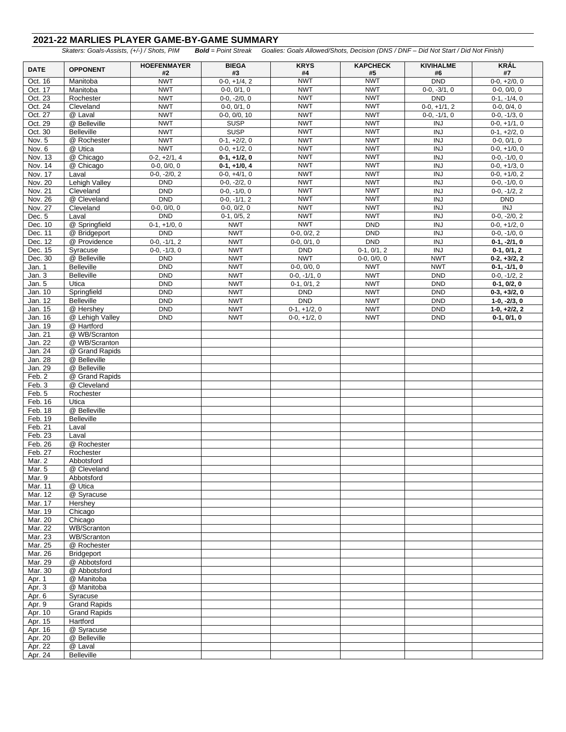## 2021-22 MARLIES PLAYER GAME-BY-GAME SUMMARY

*Skaters: Goals-Assists, (+/-) / Shots, PIM* ***Bold** = Point Streak* *Goalies: Goals Allowed/Shots, Decision (DNS / DNF – Did Not Start / Did Not Finish)*

| DATE | OPPONENT | HOEFENMAYER #2 | BIEGA #3 | KRYS #4 | KAPCHECK #5 | KIVIHALME #6 | KRÁL #7 |
|---|---|---|---|---|---|---|---|
| Oct. 16 | Manitoba | NWT | 0-0, +1/4, 2 | NWT | NWT | DND | 0-0, +2/0, 0 |
| Oct. 17 | Manitoba | NWT | 0-0, 0/1, 0 | NWT | NWT | 0-0, -3/1, 0 | 0-0, 0/0, 0 |
| Oct. 23 | Rochester | NWT | 0-0, -2/0, 0 | NWT | NWT | DND | 0-1, -1/4, 0 |
| Oct. 24 | Cleveland | NWT | 0-0, 0/1, 0 | NWT | NWT | 0-0, +1/1, 2 | 0-0, 0/4, 0 |
| Oct. 27 | @ Laval | NWT | 0-0, 0/0, 10 | NWT | NWT | 0-0, -1/1, 0 | 0-0, -1/3, 0 |
| Oct. 29 | @ Belleville | NWT | SUSP | NWT | NWT | INJ | 0-0, +1/1, 0 |
| Oct. 30 | Belleville | NWT | SUSP | NWT | NWT | INJ | 0-1, +2/2, 0 |
| Nov. 5 | @ Rochester | NWT | 0-1, +2/2, 0 | NWT | NWT | INJ | 0-0, 0/1, 0 |
| Nov. 6 | @ Utica | NWT | 0-0, +1/2, 0 | NWT | NWT | INJ | 0-0, +1/0, 0 |
| Nov. 13 | @ Chicago | 0-2, +2/1, 4 | **0-1, +1/2, 0** | NWT | NWT | INJ | 0-0, -1/0, 0 |
| Nov. 14 | @ Chicago | 0-0, 0/0, 0 | **0-1, +1/0, 4** | NWT | NWT | INJ | 0-0, +1/3, 0 |
| Nov. 17 | Laval | 0-0, -2/0, 2 | 0-0, +4/1, 0 | NWT | NWT | INJ | 0-0, +1/0, 2 |
| Nov. 20 | Lehigh Valley | DND | 0-0, -2/2, 0 | NWT | NWT | INJ | 0-0, -1/0, 0 |
| Nov. 21 | Cleveland | DND | 0-0, -1/0, 0 | NWT | NWT | INJ | 0-0, -1/2, 2 |
| Nov. 26 | @ Cleveland | DND | 0-0, -1/1, 2 | NWT | NWT | INJ | DND |
| Nov. 27 | Cleveland | 0-0, 0/0, 0 | 0-0, 0/2, 0 | NWT | NWT | INJ | INJ |
| Dec. 5 | Laval | DND | 0-1, 0/5, 2 | NWT | NWT | INJ | 0-0, -2/0, 2 |
| Dec. 10 | @ Springfield | 0-1, +1/0, 0 | NWT | NWT | DND | INJ | 0-0, +1/2, 0 |
| Dec. 11 | @ Bridgeport | DND | NWT | 0-0, 0/2, 2 | DND | INJ | 0-0, -1/0, 0 |
| Dec. 12 | @ Providence | 0-0, -1/1, 2 | NWT | 0-0, 0/1, 0 | DND | INJ | **0-1, -2/1, 0** |
| Dec. 15 | Syracuse | 0-0, -1/3, 0 | NWT | DND | 0-1, 0/1, 2 | INJ | **0-1, 0/1, 2** |
| Dec. 30 | @ Belleville | DND | NWT | NWT | 0-0, 0/0, 0 | NWT | **0-2, +3/2, 2** |
| Jan. 1 | Belleville | DND | NWT | 0-0, 0/0, 0 | NWT | NWT | **0-1, -1/1, 0** |
| Jan. 3 | Belleville | DND | NWT | 0-0, -1/1, 0 | NWT | DND | 0-0, -1/2, 2 |
| Jan. 5 | Utica | DND | NWT | 0-1, 0/1, 2 | NWT | DND | **0-1, 0/2, 0** |
| Jan. 10 | Springfield | DND | NWT | DND | NWT | DND | **0-3, +3/2, 0** |
| Jan. 12 | Belleville | DND | NWT | DND | NWT | DND | **1-0, -2/3, 0** |
| Jan. 15 | @ Hershey | DND | NWT | 0-1, +1/2, 0 | NWT | DND | **1-0, +2/2, 2** |
| Jan. 16 | @ Lehigh Valley | DND | NWT | 0-0, +1/2, 0 | NWT | DND | **0-1, 0/1, 0** |
| Jan. 19 | @ Hartford | | | | | | |
| Jan. 21 | @ WB/Scranton | | | | | | |
| Jan. 22 | @ WB/Scranton | | | | | | |
| Jan. 24 | @ Grand Rapids | | | | | | |
| Jan. 28 | @ Belleville | | | | | | |
| Jan. 29 | @ Belleville | | | | | | |
| Feb. 2 | @ Grand Rapids | | | | | | |
| Feb. 3 | @ Cleveland | | | | | | |
| Feb. 5 | Rochester | | | | | | |
| Feb. 16 | Utica | | | | | | |
| Feb. 18 | @ Belleville | | | | | | |
| Feb. 19 | Belleville | | | | | | |
| Feb. 21 | Laval | | | | | | |
| Feb. 23 | Laval | | | | | | |
| Feb. 26 | @ Rochester | | | | | | |
| Feb. 27 | Rochester | | | | | | |
| Mar. 2 | Abbotsford | | | | | | |
| Mar. 5 | @ Cleveland | | | | | | |
| Mar. 9 | Abbotsford | | | | | | |
| Mar. 11 | @ Utica | | | | | | |
| Mar. 12 | @ Syracuse | | | | | | |
| Mar. 17 | Hershey | | | | | | |
| Mar. 19 | Chicago | | | | | | |
| Mar. 20 | Chicago | | | | | | |
| Mar. 22 | WB/Scranton | | | | | | |
| Mar. 23 | WB/Scranton | | | | | | |
| Mar. 25 | @ Rochester | | | | | | |
| Mar. 26 | Bridgeport | | | | | | |
| Mar. 29 | @ Abbotsford | | | | | | |
| Mar. 30 | @ Abbotsford | | | | | | |
| Apr. 1 | @ Manitoba | | | | | | |
| Apr. 3 | @ Manitoba | | | | | | |
| Apr. 6 | Syracuse | | | | | | |
| Apr. 9 | Grand Rapids | | | | | | |
| Apr. 10 | Grand Rapids | | | | | | |
| Apr. 15 | Hartford | | | | | | |
| Apr. 16 | @ Syracuse | | | | | | |
| Apr. 20 | @ Belleville | | | | | | |
| Apr. 22 | @ Laval | | | | | | |
| Apr. 24 | Belleville | | | | | | |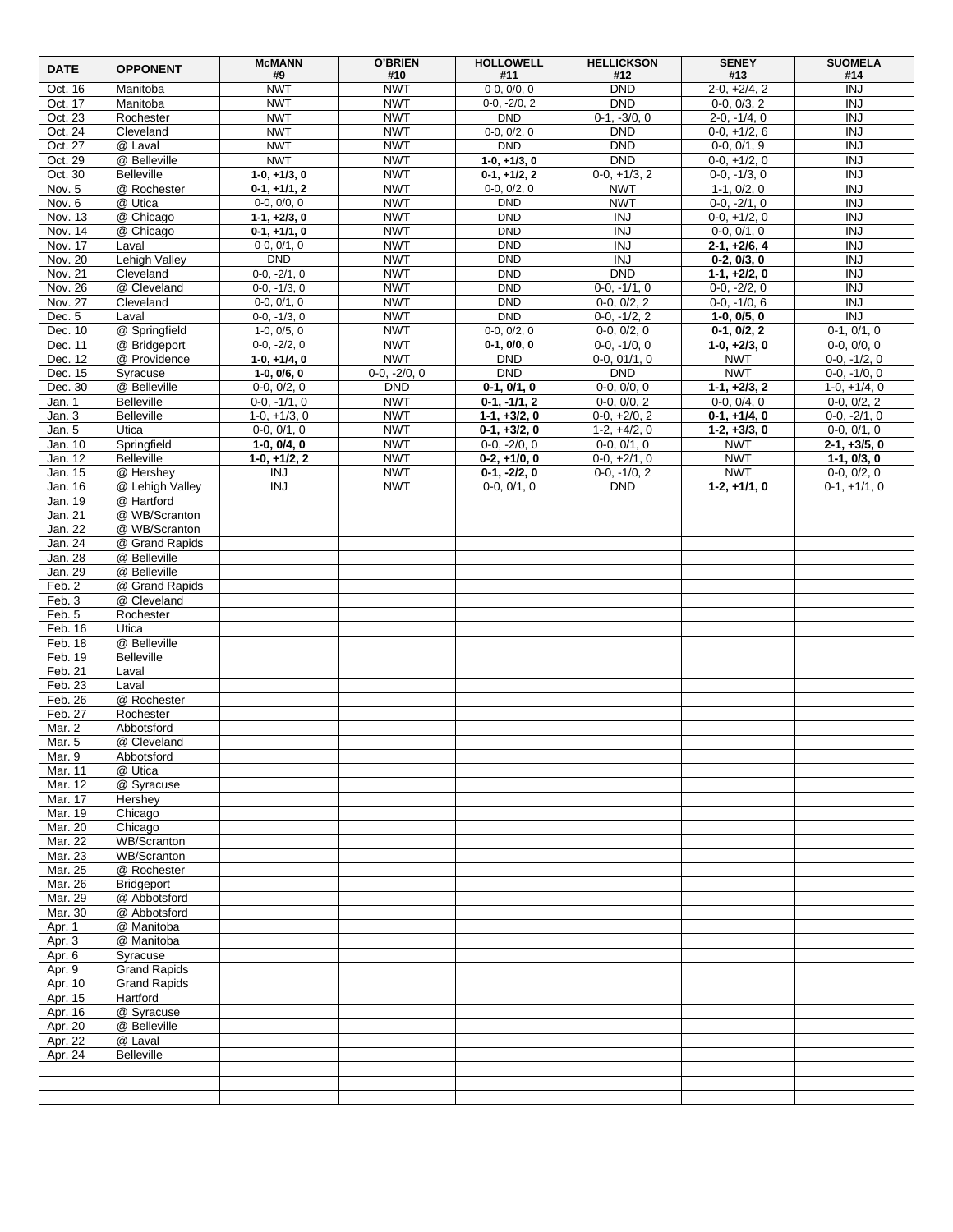| DATE | OPPONENT | McMANN #9 | O'BRIEN #10 | HOLLOWELL #11 | HELLICKSON #12 | SENEY #13 | SUOMELA #14 |
|---|---|---|---|---|---|---|---|
| Oct. 16 | Manitoba | NWT | NWT | 0-0, 0/0, 0 | DND | 2-0, +2/4, 2 | INJ |
| Oct. 17 | Manitoba | NWT | NWT | 0-0, -2/0, 2 | DND | 0-0, 0/3, 2 | INJ |
| Oct. 23 | Rochester | NWT | NWT | DND | 0-1, -3/0, 0 | 2-0, -1/4, 0 | INJ |
| Oct. 24 | Cleveland | NWT | NWT | 0-0, 0/2, 0 | DND | 0-0, +1/2, 6 | INJ |
| Oct. 27 | @ Laval | NWT | NWT | DND | DND | 0-0, 0/1, 9 | INJ |
| Oct. 29 | @ Belleville | NWT | NWT | **1-0, +1/3, 0** | DND | 0-0, +1/2, 0 | INJ |
| Oct. 30 | Belleville | **1-0, +1/3, 0** | NWT | **0-1, +1/2, 2** | 0-0, +1/3, 2 | 0-0, -1/3, 0 | INJ |
| Nov. 5 | @ Rochester | **0-1, +1/1, 2** | NWT | 0-0, 0/2, 0 | NWT | 1-1, 0/2, 0 | INJ |
| Nov. 6 | @ Utica | 0-0, 0/0, 0 | NWT | DND | NWT | 0-0, -2/1, 0 | INJ |
| Nov. 13 | @ Chicago | **1-1, +2/3, 0** | NWT | DND | INJ | 0-0, +1/2, 0 | INJ |
| Nov. 14 | @ Chicago | **0-1, +1/1, 0** | NWT | DND | INJ | 0-0, 0/1, 0 | INJ |
| Nov. 17 | Laval | 0-0, 0/1, 0 | NWT | DND | INJ | **2-1, +2/6, 4** | INJ |
| Nov. 20 | Lehigh Valley | DND | NWT | DND | INJ | **0-2, 0/3, 0** | INJ |
| Nov. 21 | Cleveland | 0-0, -2/1, 0 | NWT | DND | DND | **1-1, +2/2, 0** | INJ |
| Nov. 26 | @ Cleveland | 0-0, -1/3, 0 | NWT | DND | 0-0, -1/1, 0 | 0-0, -2/2, 0 | INJ |
| Nov. 27 | Cleveland | 0-0, 0/1, 0 | NWT | DND | 0-0, 0/2, 2 | 0-0, -1/0, 6 | INJ |
| Dec. 5 | Laval | 0-0, -1/3, 0 | NWT | DND | 0-0, -1/2, 2 | **1-0, 0/5, 0** | INJ |
| Dec. 10 | @ Springfield | 1-0, 0/5, 0 | NWT | 0-0, 0/2, 0 | 0-0, 0/2, 0 | **0-1, 0/2, 2** | 0-1, 0/1, 0 |
| Dec. 11 | @ Bridgeport | 0-0, -2/2, 0 | NWT | **0-1, 0/0, 0** | 0-0, -1/0, 0 | **1-0, +2/3, 0** | 0-0, 0/0, 0 |
| Dec. 12 | @ Providence | **1-0, +1/4, 0** | NWT | DND | 0-0, 01/1, 0 | NWT | 0-0, -1/2, 0 |
| Dec. 15 | Syracuse | **1-0, 0/6, 0** | 0-0, -2/0, 0 | DND | DND | NWT | 0-0, -1/0, 0 |
| Dec. 30 | @ Belleville | 0-0, 0/2, 0 | DND | **0-1, 0/1, 0** | 0-0, 0/0, 0 | **1-1, +2/3, 2** | 1-0, +1/4, 0 |
| Jan. 1 | Belleville | 0-0, -1/1, 0 | NWT | **0-1, -1/1, 2** | 0-0, 0/0, 2 | 0-0, 0/4, 0 | 0-0, 0/2, 2 |
| Jan. 3 | Belleville | 1-0, +1/3, 0 | NWT | **1-1, +3/2, 0** | 0-0, +2/0, 2 | **0-1, +1/4, 0** | 0-0, -2/1, 0 |
| Jan. 5 | Utica | 0-0, 0/1, 0 | NWT | **0-1, +3/2, 0** | 1-2, +4/2, 0 | **1-2, +3/3, 0** | 0-0, 0/1, 0 |
| Jan. 10 | Springfield | **1-0, 0/4, 0** | NWT | 0-0, -2/0, 0 | 0-0, 0/1, 0 | NWT | **2-1, +3/5, 0** |
| Jan. 12 | Belleville | **1-0, +1/2, 2** | NWT | **0-2, +1/0, 0** | 0-0, +2/1, 0 | NWT | **1-1, 0/3, 0** |
| Jan. 15 | @ Hershey | INJ | NWT | **0-1, -2/2, 0** | 0-0, -1/0, 2 | NWT | 0-0, 0/2, 0 |
| Jan. 16 | @ Lehigh Valley | INJ | NWT | 0-0, 0/1, 0 | DND | **1-2, +1/1, 0** | 0-1, +1/1, 0 |
| Jan. 19 | @ Hartford | | | | | | |
| Jan. 21 | @ WB/Scranton | | | | | | |
| Jan. 22 | @ WB/Scranton | | | | | | |
| Jan. 24 | @ Grand Rapids | | | | | | |
| Jan. 28 | @ Belleville | | | | | | |
| Jan. 29 | @ Belleville | | | | | | |
| Feb. 2 | @ Grand Rapids | | | | | | |
| Feb. 3 | @ Cleveland | | | | | | |
| Feb. 5 | Rochester | | | | | | |
| Feb. 16 | Utica | | | | | | |
| Feb. 18 | @ Belleville | | | | | | |
| Feb. 19 | Belleville | | | | | | |
| Feb. 21 | Laval | | | | | | |
| Feb. 23 | Laval | | | | | | |
| Feb. 26 | @ Rochester | | | | | | |
| Feb. 27 | Rochester | | | | | | |
| Mar. 2 | Abbotsford | | | | | | |
| Mar. 5 | @ Cleveland | | | | | | |
| Mar. 9 | Abbotsford | | | | | | |
| Mar. 11 | @ Utica | | | | | | |
| Mar. 12 | @ Syracuse | | | | | | |
| Mar. 17 | Hershey | | | | | | |
| Mar. 19 | Chicago | | | | | | |
| Mar. 20 | Chicago | | | | | | |
| Mar. 22 | WB/Scranton | | | | | | |
| Mar. 23 | WB/Scranton | | | | | | |
| Mar. 25 | @ Rochester | | | | | | |
| Mar. 26 | Bridgeport | | | | | | |
| Mar. 29 | @ Abbotsford | | | | | | |
| Mar. 30 | @ Abbotsford | | | | | | |
| Apr. 1 | @ Manitoba | | | | | | |
| Apr. 3 | @ Manitoba | | | | | | |
| Apr. 6 | Syracuse | | | | | | |
| Apr. 9 | Grand Rapids | | | | | | |
| Apr. 10 | Grand Rapids | | | | | | |
| Apr. 15 | Hartford | | | | | | |
| Apr. 16 | @ Syracuse | | | | | | |
| Apr. 20 | @ Belleville | | | | | | |
| Apr. 22 | @ Laval | | | | | | |
| Apr. 24 | Belleville | | | | | | |
| | | | | | | | |
| | | | | | | | |
| | | | | | | | |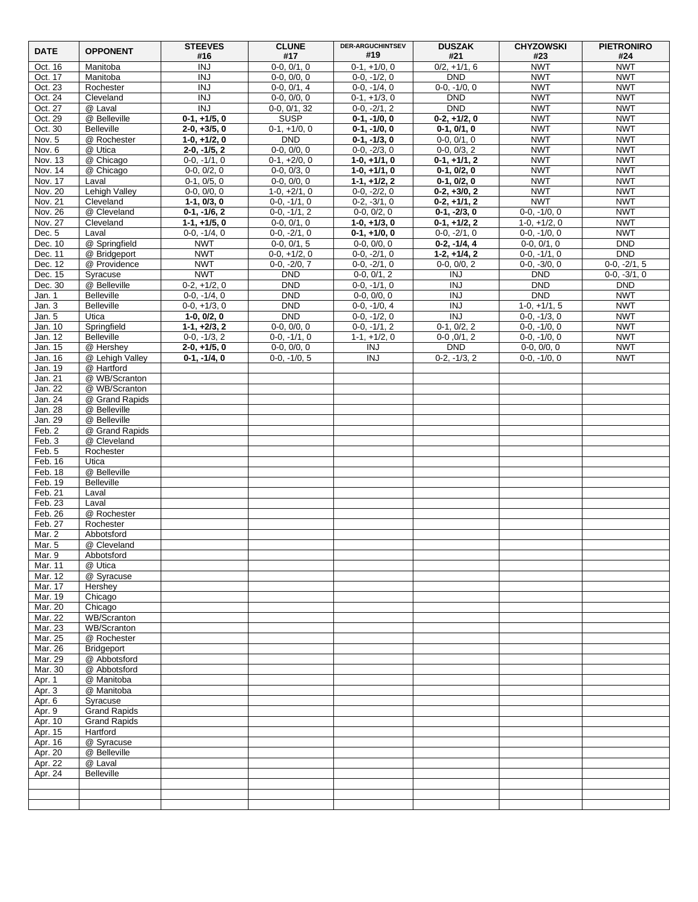| DATE | OPPONENT | STEEVES #16 | CLUNE #17 | DER-ARGUCHINTSEV #19 | DUSZAK #21 | CHYZOWSKI #23 | PIETRONIRO #24 |
|---|---|---|---|---|---|---|---|
| Oct. 16 | Manitoba | INJ | 0-0, 0/1, 0 | 0-1, +1/0, 0 | 0/2, +1/1, 6 | NWT | NWT |
| Oct. 17 | Manitoba | INJ | 0-0, 0/0, 0 | 0-0, -1/2, 0 | DND | NWT | NWT |
| Oct. 23 | Rochester | INJ | 0-0, 0/1, 4 | 0-0, -1/4, 0 | 0-0, -1/0, 0 | NWT | NWT |
| Oct. 24 | Cleveland | INJ | 0-0, 0/0, 0 | 0-1, +1/3, 0 | DND | NWT | NWT |
| Oct. 27 | @ Laval | INJ | 0-0, 0/1, 32 | 0-0, -2/1, 2 | DND | NWT | NWT |
| Oct. 29 | @ Belleville | **0-1, +1/5, 0** | SUSP | **0-1, -1/0, 0** | **0-2, +1/2, 0** | NWT | NWT |
| Oct. 30 | Belleville | **2-0, +3/5, 0** | 0-1, +1/0, 0 | **0-1, -1/0, 0** | **0-1, 0/1, 0** | NWT | NWT |
| Nov. 5 | @ Rochester | **1-0, +1/2, 0** | DND | **0-1, -1/3, 0** | 0-0, 0/1, 0 | NWT | NWT |
| Nov. 6 | @ Utica | **2-0, -1/5, 2** | 0-0, 0/0, 0 | 0-0, -2/3, 0 | 0-0, 0/3, 2 | NWT | NWT |
| Nov. 13 | @ Chicago | 0-0, -1/1, 0 | 0-1, +2/0, 0 | **1-0, +1/1, 0** | **0-1, +1/1, 2** | NWT | NWT |
| Nov. 14 | @ Chicago | 0-0, 0/2, 0 | 0-0, 0/3, 0 | **1-0, +1/1, 0** | **0-1, 0/2, 0** | NWT | NWT |
| Nov. 17 | Laval | 0-1, 0/5, 0 | 0-0, 0/0, 0 | **1-1, +1/2, 2** | **0-1, 0/2, 0** | NWT | NWT |
| Nov. 20 | Lehigh Valley | 0-0, 0/0, 0 | 1-0, +2/1, 0 | 0-0, -2/2, 0 | **0-2, +3/0, 2** | NWT | NWT |
| Nov. 21 | Cleveland | **1-1, 0/3, 0** | 0-0, -1/1, 0 | 0-2, -3/1, 0 | **0-2, +1/1, 2** | NWT | NWT |
| Nov. 26 | @ Cleveland | **0-1, -1/6, 2** | 0-0, -1/1, 2 | 0-0, 0/2, 0 | **0-1, -2/3, 0** | 0-0, -1/0, 0 | NWT |
| Nov. 27 | Cleveland | **1-1, +1/5, 0** | 0-0, 0/1, 0 | **1-0, +1/3, 0** | **0-1, +1/2, 2** | 1-0, +1/2, 0 | NWT |
| Dec. 5 | Laval | 0-0, -1/4, 0 | 0-0, -2/1, 0 | **0-1, +1/0, 0** | 0-0, -2/1, 0 | 0-0, -1/0, 0 | NWT |
| Dec. 10 | @ Springfield | NWT | 0-0, 0/1, 5 | 0-0, 0/0, 0 | **0-2, -1/4, 4** | 0-0, 0/1, 0 | DND |
| Dec. 11 | @ Bridgeport | NWT | 0-0, +1/2, 0 | 0-0, -2/1, 0 | **1-2, +1/4, 2** | 0-0, -1/1, 0 | DND |
| Dec. 12 | @ Providence | NWT | 0-0, -2/0, 7 | 0-0, -2/1, 0 | 0-0, 0/0, 2 | 0-0, -3/0, 0 | 0-0, -2/1, 5 |
| Dec. 15 | Syracuse | NWT | DND | 0-0, 0/1, 2 | INJ | DND | 0-0, -3/1, 0 |
| Dec. 30 | @ Belleville | 0-2, +1/2, 0 | DND | 0-0, -1/1, 0 | INJ | DND | DND |
| Jan. 1 | Belleville | 0-0, -1/4, 0 | DND | 0-0, 0/0, 0 | INJ | DND | NWT |
| Jan. 3 | Belleville | 0-0, +1/3, 0 | DND | 0-0, -1/0, 4 | INJ | 1-0, +1/1, 5 | NWT |
| Jan. 5 | Utica | **1-0, 0/2, 0** | DND | 0-0, -1/2, 0 | INJ | 0-0, -1/3, 0 | NWT |
| Jan. 10 | Springfield | **1-1, +2/3, 2** | 0-0, 0/0, 0 | 0-0, -1/1, 2 | 0-1, 0/2, 2 | 0-0, -1/0, 0 | NWT |
| Jan. 12 | Belleville | 0-0, -1/3, 2 | 0-0, -1/1, 0 | 1-1, +1/2, 0 | 0-0 ,0/1, 2 | 0-0, -1/0, 0 | NWT |
| Jan. 15 | @ Hershey | **2-0, +1/5, 0** | 0-0, 0/0, 0 | INJ | DND | 0-0, 0/0, 0 | NWT |
| Jan. 16 | @ Lehigh Valley | **0-1, -1/4, 0** | 0-0, -1/0, 5 | INJ | 0-2, -1/3, 2 | 0-0, -1/0, 0 | NWT |
| Jan. 19 | @ Hartford | | | | | | |
| Jan. 21 | @ WB/Scranton | | | | | | |
| Jan. 22 | @ WB/Scranton | | | | | | |
| Jan. 24 | @ Grand Rapids | | | | | | |
| Jan. 28 | @ Belleville | | | | | | |
| Jan. 29 | @ Belleville | | | | | | |
| Feb. 2 | @ Grand Rapids | | | | | | |
| Feb. 3 | @ Cleveland | | | | | | |
| Feb. 5 | Rochester | | | | | | |
| Feb. 16 | Utica | | | | | | |
| Feb. 18 | @ Belleville | | | | | | |
| Feb. 19 | Belleville | | | | | | |
| Feb. 21 | Laval | | | | | | |
| Feb. 23 | Laval | | | | | | |
| Feb. 26 | @ Rochester | | | | | | |
| Feb. 27 | Rochester | | | | | | |
| Mar. 2 | Abbotsford | | | | | | |
| Mar. 5 | @ Cleveland | | | | | | |
| Mar. 9 | Abbotsford | | | | | | |
| Mar. 11 | @ Utica | | | | | | |
| Mar. 12 | @ Syracuse | | | | | | |
| Mar. 17 | Hershey | | | | | | |
| Mar. 19 | Chicago | | | | | | |
| Mar. 20 | Chicago | | | | | | |
| Mar. 22 | WB/Scranton | | | | | | |
| Mar. 23 | WB/Scranton | | | | | | |
| Mar. 25 | @ Rochester | | | | | | |
| Mar. 26 | Bridgeport | | | | | | |
| Mar. 29 | @ Abbotsford | | | | | | |
| Mar. 30 | @ Abbotsford | | | | | | |
| Apr. 1 | @ Manitoba | | | | | | |
| Apr. 3 | @ Manitoba | | | | | | |
| Apr. 6 | Syracuse | | | | | | |
| Apr. 9 | Grand Rapids | | | | | | |
| Apr. 10 | Grand Rapids | | | | | | |
| Apr. 15 | Hartford | | | | | | |
| Apr. 16 | @ Syracuse | | | | | | |
| Apr. 20 | @ Belleville | | | | | | |
| Apr. 22 | @ Laval | | | | | | |
| Apr. 24 | Belleville | | | | | | |
| | | | | | | | |
| | | | | | | | |
| | | | | | | | |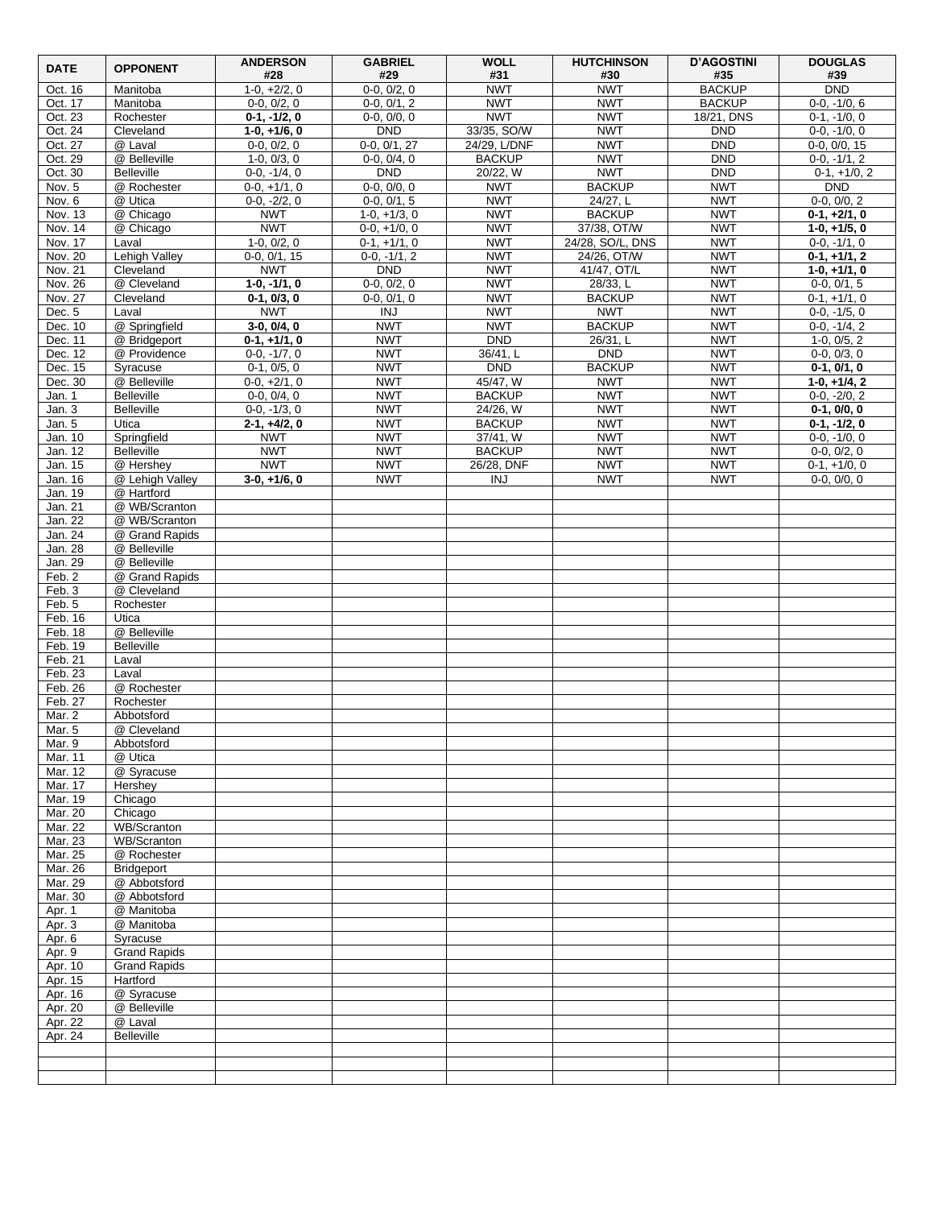| DATE | OPPONENT | ANDERSON #28 | GABRIEL #29 | WOLL #31 | HUTCHINSON #30 | D'AGOSTINI #35 | DOUGLAS #39 |
|---|---|---|---|---|---|---|---|
| Oct. 16 | Manitoba | 1-0, +2/2, 0 | 0-0, 0/2, 0 | NWT | NWT | BACKUP | DND |
| Oct. 17 | Manitoba | 0-0, 0/2, 0 | 0-0, 0/1, 2 | NWT | NWT | BACKUP | 0-0, -1/0, 6 |
| Oct. 23 | Rochester | **0-1, -1/2, 0** | 0-0, 0/0, 0 | NWT | NWT | 18/21, DNS | 0-1, -1/0, 0 |
| Oct. 24 | Cleveland | **1-0, +1/6, 0** | DND | 33/35, SO/W | NWT | DND | 0-0, -1/0, 0 |
| Oct. 27 | @ Laval | 0-0, 0/2, 0 | 0-0, 0/1, 27 | 24/29, L/DNF | NWT | DND | 0-0, 0/0, 15 |
| Oct. 29 | @ Belleville | 1-0, 0/3, 0 | 0-0, 0/4, 0 | BACKUP | NWT | DND | 0-0, -1/1, 2 |
| Oct. 30 | Belleville | 0-0, -1/4, 0 | DND | 20/22, W | NWT | DND | 0-1, +1/0, 2 |
| Nov. 5 | @ Rochester | 0-0, +1/1, 0 | 0-0, 0/0, 0 | NWT | BACKUP | NWT | DND |
| Nov. 6 | @ Utica | 0-0, -2/2, 0 | 0-0, 0/1, 5 | NWT | 24/27, L | NWT | 0-0, 0/0, 2 |
| Nov. 13 | @ Chicago | NWT | 1-0, +1/3, 0 | NWT | BACKUP | NWT | **0-1, +2/1, 0** |
| Nov. 14 | @ Chicago | NWT | 0-0, +1/0, 0 | NWT | 37/38, OT/W | NWT | **1-0, +1/5, 0** |
| Nov. 17 | Laval | 1-0, 0/2, 0 | 0-1, +1/1, 0 | NWT | 24/28, SO/L, DNS | NWT | 0-0, -1/1, 0 |
| Nov. 20 | Lehigh Valley | 0-0, 0/1, 15 | 0-0, -1/1, 2 | NWT | 24/26, OT/W | NWT | **0-1, +1/1, 2** |
| Nov. 21 | Cleveland | NWT | DND | NWT | 41/47, OT/L | NWT | **1-0, +1/1, 0** |
| Nov. 26 | @ Cleveland | **1-0, -1/1, 0** | 0-0, 0/2, 0 | NWT | 28/33, L | NWT | 0-0, 0/1, 5 |
| Nov. 27 | Cleveland | **0-1, 0/3, 0** | 0-0, 0/1, 0 | NWT | BACKUP | NWT | 0-1, +1/1, 0 |
| Dec. 5 | Laval | NWT | INJ | NWT | NWT | NWT | 0-0, -1/5, 0 |
| Dec. 10 | @ Springfield | **3-0, 0/4, 0** | NWT | NWT | BACKUP | NWT | 0-0, -1/4, 2 |
| Dec. 11 | @ Bridgeport | **0-1, +1/1, 0** | NWT | DND | 26/31, L | NWT | 1-0, 0/5, 2 |
| Dec. 12 | @ Providence | 0-0, -1/7, 0 | NWT | 36/41, L | DND | NWT | 0-0, 0/3, 0 |
| Dec. 15 | Syracuse | 0-1, 0/5, 0 | NWT | DND | BACKUP | NWT | **0-1, 0/1, 0** |
| Dec. 30 | @ Belleville | 0-0, +2/1, 0 | NWT | 45/47, W | NWT | NWT | **1-0, +1/4, 2** |
| Jan. 1 | Belleville | 0-0, 0/4, 0 | NWT | BACKUP | NWT | NWT | 0-0, -2/0, 2 |
| Jan. 3 | Belleville | 0-0, -1/3, 0 | NWT | 24/26, W | NWT | NWT | **0-1, 0/0, 0** |
| Jan. 5 | Utica | **2-1, +4/2, 0** | NWT | BACKUP | NWT | NWT | **0-1, -1/2, 0** |
| Jan. 10 | Springfield | NWT | NWT | 37/41, W | NWT | NWT | 0-0, -1/0, 0 |
| Jan. 12 | Belleville | NWT | NWT | BACKUP | NWT | NWT | 0-0, 0/2, 0 |
| Jan. 15 | @ Hershey | NWT | NWT | 26/28, DNF | NWT | NWT | 0-1, +1/0, 0 |
| Jan. 16 | @ Lehigh Valley | **3-0, +1/6, 0** | NWT | INJ | NWT | NWT | 0-0, 0/0, 0 |
| Jan. 19 | @ Hartford | | | | | | |
| Jan. 21 | @ WB/Scranton | | | | | | |
| Jan. 22 | @ WB/Scranton | | | | | | |
| Jan. 24 | @ Grand Rapids | | | | | | |
| Jan. 28 | @ Belleville | | | | | | |
| Jan. 29 | @ Belleville | | | | | | |
| Feb. 2 | @ Grand Rapids | | | | | | |
| Feb. 3 | @ Cleveland | | | | | | |
| Feb. 5 | Rochester | | | | | | |
| Feb. 16 | Utica | | | | | | |
| Feb. 18 | @ Belleville | | | | | | |
| Feb. 19 | Belleville | | | | | | |
| Feb. 21 | Laval | | | | | | |
| Feb. 23 | Laval | | | | | | |
| Feb. 26 | @ Rochester | | | | | | |
| Feb. 27 | Rochester | | | | | | |
| Mar. 2 | Abbotsford | | | | | | |
| Mar. 5 | @ Cleveland | | | | | | |
| Mar. 9 | Abbotsford | | | | | | |
| Mar. 11 | @ Utica | | | | | | |
| Mar. 12 | @ Syracuse | | | | | | |
| Mar. 17 | Hershey | | | | | | |
| Mar. 19 | Chicago | | | | | | |
| Mar. 20 | Chicago | | | | | | |
| Mar. 22 | WB/Scranton | | | | | | |
| Mar. 23 | WB/Scranton | | | | | | |
| Mar. 25 | @ Rochester | | | | | | |
| Mar. 26 | Bridgeport | | | | | | |
| Mar. 29 | @ Abbotsford | | | | | | |
| Mar. 30 | @ Abbotsford | | | | | | |
| Apr. 1 | @ Manitoba | | | | | | |
| Apr. 3 | @ Manitoba | | | | | | |
| Apr. 6 | Syracuse | | | | | | |
| Apr. 9 | Grand Rapids | | | | | | |
| Apr. 10 | Grand Rapids | | | | | | |
| Apr. 15 | Hartford | | | | | | |
| Apr. 16 | @ Syracuse | | | | | | |
| Apr. 20 | @ Belleville | | | | | | |
| Apr. 22 | @ Laval | | | | | | |
| Apr. 24 | Belleville | | | | | | |
| | | | | | | | |
| | | | | | | | |
| | | | | | | | |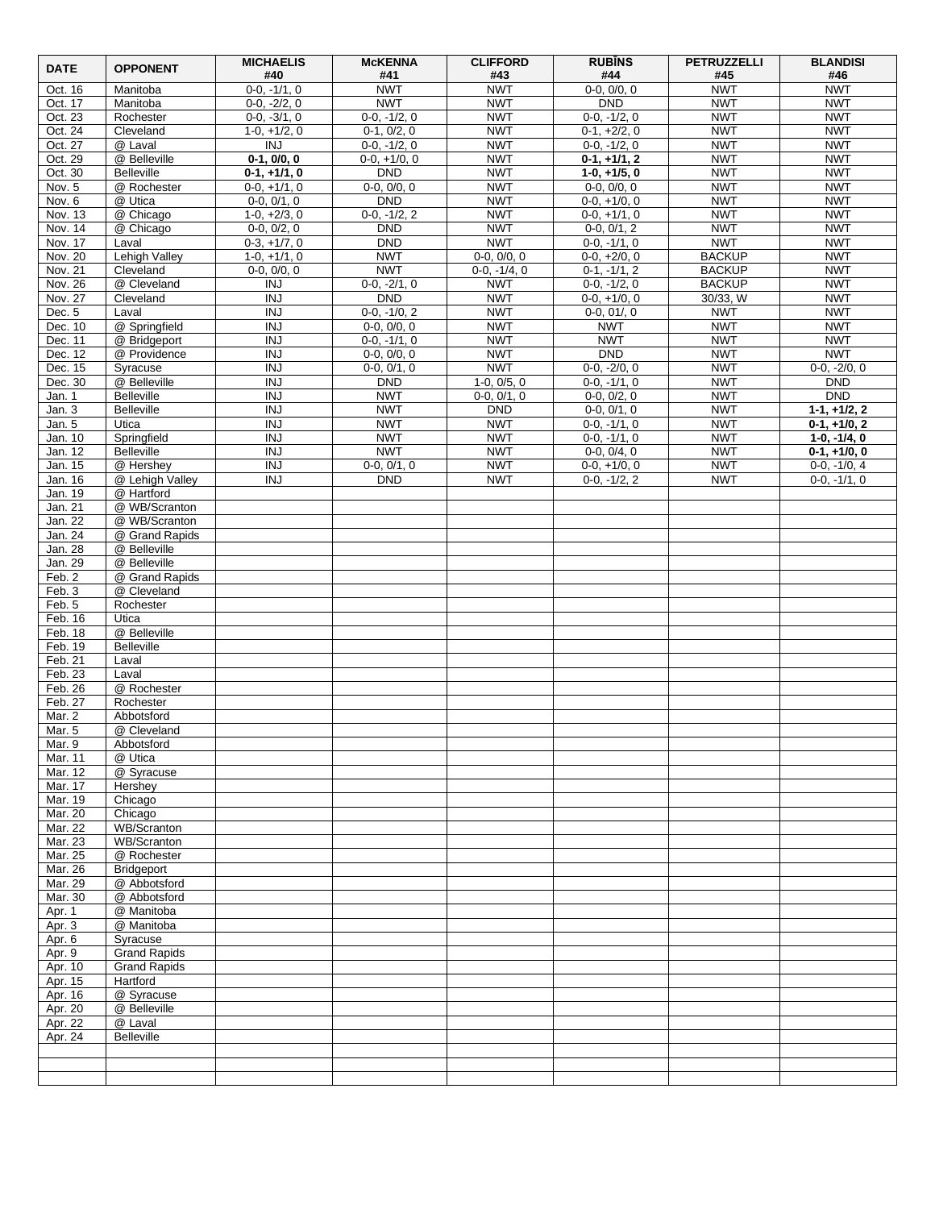| DATE | OPPONENT | MICHAELIS #40 | McKENNA #41 | CLIFFORD #43 | RUBĪNS #44 | PETRUZZELLI #45 | BLANDISI #46 |
|---|---|---|---|---|---|---|---|
| Oct. 16 | Manitoba | 0-0, -1/1, 0 | NWT | NWT | 0-0, 0/0, 0 | NWT | NWT |
| Oct. 17 | Manitoba | 0-0, -2/2, 0 | NWT | NWT | DND | NWT | NWT |
| Oct. 23 | Rochester | 0-0, -3/1, 0 | 0-0, -1/2, 0 | NWT | 0-0, -1/2, 0 | NWT | NWT |
| Oct. 24 | Cleveland | 1-0, +1/2, 0 | 0-1, 0/2, 0 | NWT | 0-1, +2/2, 0 | NWT | NWT |
| Oct. 27 | @ Laval | INJ | 0-0, -1/2, 0 | NWT | 0-0, -1/2, 0 | NWT | NWT |
| Oct. 29 | @ Belleville | **0-1, 0/0, 0** | 0-0, +1/0, 0 | NWT | **0-1, +1/1, 2** | NWT | NWT |
| Oct. 30 | Belleville | **0-1, +1/1, 0** | DND | NWT | **1-0, +1/5, 0** | NWT | NWT |
| Nov. 5 | @ Rochester | 0-0, +1/1, 0 | 0-0, 0/0, 0 | NWT | 0-0, 0/0, 0 | NWT | NWT |
| Nov. 6 | @ Utica | 0-0, 0/1, 0 | DND | NWT | 0-0, +1/0, 0 | NWT | NWT |
| Nov. 13 | @ Chicago | 1-0, +2/3, 0 | 0-0, -1/2, 2 | NWT | 0-0, +1/1, 0 | NWT | NWT |
| Nov. 14 | @ Chicago | 0-0, 0/2, 0 | DND | NWT | 0-0, 0/1, 2 | NWT | NWT |
| Nov. 17 | Laval | 0-3, +1/7, 0 | DND | NWT | 0-0, -1/1, 0 | NWT | NWT |
| Nov. 20 | Lehigh Valley | 1-0, +1/1, 0 | NWT | 0-0, 0/0, 0 | 0-0, +2/0, 0 | BACKUP | NWT |
| Nov. 21 | Cleveland | 0-0, 0/0, 0 | NWT | 0-0, -1/4, 0 | 0-1, -1/1, 2 | BACKUP | NWT |
| Nov. 26 | @ Cleveland | INJ | 0-0, -2/1, 0 | NWT | 0-0, -1/2, 0 | BACKUP | NWT |
| Nov. 27 | Cleveland | INJ | DND | NWT | 0-0, +1/0, 0 | 30/33, W | NWT |
| Dec. 5 | Laval | INJ | 0-0, -1/0, 2 | NWT | 0-0, 01/, 0 | NWT | NWT |
| Dec. 10 | @ Springfield | INJ | 0-0, 0/0, 0 | NWT | NWT | NWT | NWT |
| Dec. 11 | @ Bridgeport | INJ | 0-0, -1/1, 0 | NWT | NWT | NWT | NWT |
| Dec. 12 | @ Providence | INJ | 0-0, 0/0, 0 | NWT | DND | NWT | NWT |
| Dec. 15 | Syracuse | INJ | 0-0, 0/1, 0 | NWT | 0-0, -2/0, 0 | NWT | 0-0, -2/0, 0 |
| Dec. 30 | @ Belleville | INJ | DND | 1-0, 0/5, 0 | 0-0, -1/1, 0 | NWT | DND |
| Jan. 1 | Belleville | INJ | NWT | 0-0, 0/1, 0 | 0-0, 0/2, 0 | NWT | DND |
| Jan. 3 | Belleville | INJ | NWT | DND | 0-0, 0/1, 0 | NWT | **1-1, +1/2, 2** |
| Jan. 5 | Utica | INJ | NWT | NWT | 0-0, -1/1, 0 | NWT | **0-1, +1/0, 2** |
| Jan. 10 | Springfield | INJ | NWT | NWT | 0-0, -1/1, 0 | NWT | **1-0, -1/4, 0** |
| Jan. 12 | Belleville | INJ | NWT | NWT | 0-0, 0/4, 0 | NWT | **0-1, +1/0, 0** |
| Jan. 15 | @ Hershey | INJ | 0-0, 0/1, 0 | NWT | 0-0, +1/0, 0 | NWT | 0-0, -1/0, 4 |
| Jan. 16 | @ Lehigh Valley | INJ | DND | NWT | 0-0, -1/2, 2 | NWT | 0-0, -1/1, 0 |
| Jan. 19 | @ Hartford | | | | | | |
| Jan. 21 | @ WB/Scranton | | | | | | |
| Jan. 22 | @ WB/Scranton | | | | | | |
| Jan. 24 | @ Grand Rapids | | | | | | |
| Jan. 28 | @ Belleville | | | | | | |
| Jan. 29 | @ Belleville | | | | | | |
| Feb. 2 | @ Grand Rapids | | | | | | |
| Feb. 3 | @ Cleveland | | | | | | |
| Feb. 5 | Rochester | | | | | | |
| Feb. 16 | Utica | | | | | | |
| Feb. 18 | @ Belleville | | | | | | |
| Feb. 19 | Belleville | | | | | | |
| Feb. 21 | Laval | | | | | | |
| Feb. 23 | Laval | | | | | | |
| Feb. 26 | @ Rochester | | | | | | |
| Feb. 27 | Rochester | | | | | | |
| Mar. 2 | Abbotsford | | | | | | |
| Mar. 5 | @ Cleveland | | | | | | |
| Mar. 9 | Abbotsford | | | | | | |
| Mar. 11 | @ Utica | | | | | | |
| Mar. 12 | @ Syracuse | | | | | | |
| Mar. 17 | Hershey | | | | | | |
| Mar. 19 | Chicago | | | | | | |
| Mar. 20 | Chicago | | | | | | |
| Mar. 22 | WB/Scranton | | | | | | |
| Mar. 23 | WB/Scranton | | | | | | |
| Mar. 25 | @ Rochester | | | | | | |
| Mar. 26 | Bridgeport | | | | | | |
| Mar. 29 | @ Abbotsford | | | | | | |
| Mar. 30 | @ Abbotsford | | | | | | |
| Apr. 1 | @ Manitoba | | | | | | |
| Apr. 3 | @ Manitoba | | | | | | |
| Apr. 6 | Syracuse | | | | | | |
| Apr. 9 | Grand Rapids | | | | | | |
| Apr. 10 | Grand Rapids | | | | | | |
| Apr. 15 | Hartford | | | | | | |
| Apr. 16 | @ Syracuse | | | | | | |
| Apr. 20 | @ Belleville | | | | | | |
| Apr. 22 | @ Laval | | | | | | |
| Apr. 24 | Belleville | | | | | | |
| | | | | | | | |
| | | | | | | | |
| | | | | | | | |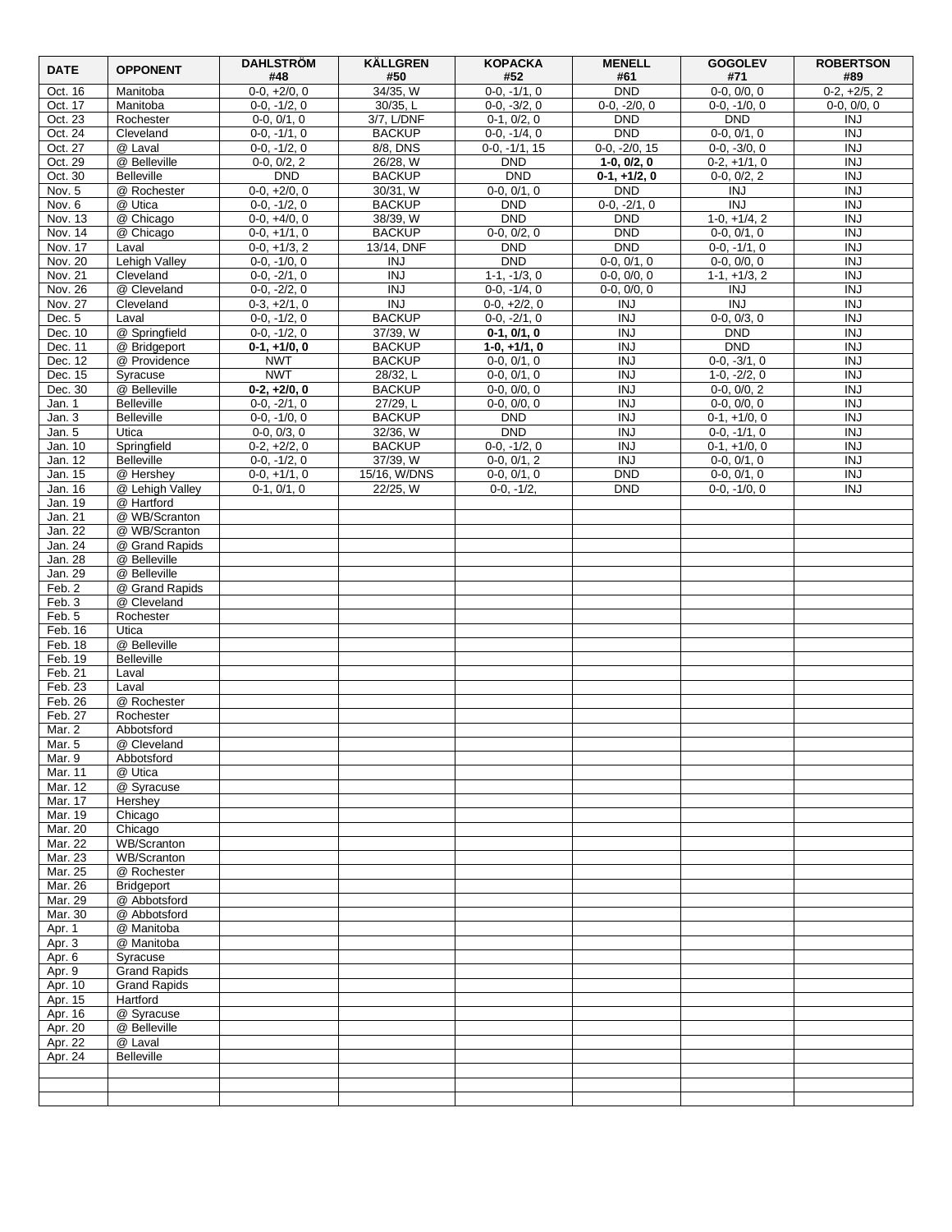| DATE | OPPONENT | DAHLSTRÖM #48 | KÄLLGREN #50 | KOPACKA #52 | MENELL #61 | GOGOLEV #71 | ROBERTSON #89 |
|---|---|---|---|---|---|---|---|
| Oct. 16 | Manitoba | 0-0, +2/0, 0 | 34/35, W | 0-0, -1/1, 0 | DND | 0-0, 0/0, 0 | 0-2, +2/5, 2 |
| Oct. 17 | Manitoba | 0-0, -1/2, 0 | 30/35, L | 0-0, -3/2, 0 | 0-0, -2/0, 0 | 0-0, -1/0, 0 | 0-0, 0/0, 0 |
| Oct. 23 | Rochester | 0-0, 0/1, 0 | 3/7, L/DNF | 0-1, 0/2, 0 | DND | DND | INJ |
| Oct. 24 | Cleveland | 0-0, -1/1, 0 | BACKUP | 0-0, -1/4, 0 | DND | 0-0, 0/1, 0 | INJ |
| Oct. 27 | @ Laval | 0-0, -1/2, 0 | 8/8, DNS | 0-0, -1/1, 15 | 0-0, -2/0, 15 | 0-0, -3/0, 0 | INJ |
| Oct. 29 | @ Belleville | 0-0, 0/2, 2 | 26/28, W | DND | **1-0, 0/2, 0** | 0-2, +1/1, 0 | INJ |
| Oct. 30 | Belleville | DND | BACKUP | DND | **0-1, +1/2, 0** | 0-0, 0/2, 2 | INJ |
| Nov. 5 | @ Rochester | 0-0, +2/0, 0 | 30/31, W | 0-0, 0/1, 0 | DND | INJ | INJ |
| Nov. 6 | @ Utica | 0-0, -1/2, 0 | BACKUP | DND | 0-0, -2/1, 0 | INJ | INJ |
| Nov. 13 | @ Chicago | 0-0, +4/0, 0 | 38/39, W | DND | DND | 1-0, +1/4, 2 | INJ |
| Nov. 14 | @ Chicago | 0-0, +1/1, 0 | BACKUP | 0-0, 0/2, 0 | DND | 0-0, 0/1, 0 | INJ |
| Nov. 17 | Laval | 0-0, +1/3, 2 | 13/14, DNF | DND | DND | 0-0, -1/1, 0 | INJ |
| Nov. 20 | Lehigh Valley | 0-0, -1/0, 0 | INJ | DND | 0-0, 0/1, 0 | 0-0, 0/0, 0 | INJ |
| Nov. 21 | Cleveland | 0-0, -2/1, 0 | INJ | 1-1, -1/3, 0 | 0-0, 0/0, 0 | 1-1, +1/3, 2 | INJ |
| Nov. 26 | @ Cleveland | 0-0, -2/2, 0 | INJ | 0-0, -1/4, 0 | 0-0, 0/0, 0 | INJ | INJ |
| Nov. 27 | Cleveland | 0-3, +2/1, 0 | INJ | 0-0, +2/2, 0 | INJ | INJ | INJ |
| Dec. 5 | Laval | 0-0, -1/2, 0 | BACKUP | 0-0, -2/1, 0 | INJ | 0-0, 0/3, 0 | INJ |
| Dec. 10 | @ Springfield | 0-0, -1/2, 0 | 37/39, W | **0-1, 0/1, 0** | INJ | DND | INJ |
| Dec. 11 | @ Bridgeport | **0-1, +1/0, 0** | BACKUP | **1-0, +1/1, 0** | INJ | DND | INJ |
| Dec. 12 | @ Providence | NWT | BACKUP | 0-0, 0/1, 0 | INJ | 0-0, -3/1, 0 | INJ |
| Dec. 15 | Syracuse | NWT | 28/32, L | 0-0, 0/1, 0 | INJ | 1-0, -2/2, 0 | INJ |
| Dec. 30 | @ Belleville | **0-2, +2/0, 0** | BACKUP | 0-0, 0/0, 0 | INJ | 0-0, 0/0, 2 | INJ |
| Jan. 1 | Belleville | 0-0, -2/1, 0 | 27/29, L | 0-0, 0/0, 0 | INJ | 0-0, 0/0, 0 | INJ |
| Jan. 3 | Belleville | 0-0, -1/0, 0 | BACKUP | DND | INJ | 0-1, +1/0, 0 | INJ |
| Jan. 5 | Utica | 0-0, 0/3, 0 | 32/36, W | DND | INJ | 0-0, -1/1, 0 | INJ |
| Jan. 10 | Springfield | 0-2, +2/2, 0 | BACKUP | 0-0, -1/2, 0 | INJ | 0-1, +1/0, 0 | INJ |
| Jan. 12 | Belleville | 0-0, -1/2, 0 | 37/39, W | 0-0, 0/1, 2 | INJ | 0-0, 0/1, 0 | INJ |
| Jan. 15 | @ Hershey | 0-0, +1/1, 0 | 15/16, W/DNS | 0-0, 0/1, 0 | DND | 0-0, 0/1, 0 | INJ |
| Jan. 16 | @ Lehigh Valley | 0-1, 0/1, 0 | 22/25, W | 0-0, -1/2, | DND | 0-0, -1/0, 0 | INJ |
| Jan. 19 | @ Hartford | | | | | | |
| Jan. 21 | @ WB/Scranton | | | | | | |
| Jan. 22 | @ WB/Scranton | | | | | | |
| Jan. 24 | @ Grand Rapids | | | | | | |
| Jan. 28 | @ Belleville | | | | | | |
| Jan. 29 | @ Belleville | | | | | | |
| Feb. 2 | @ Grand Rapids | | | | | | |
| Feb. 3 | @ Cleveland | | | | | | |
| Feb. 5 | Rochester | | | | | | |
| Feb. 16 | Utica | | | | | | |
| Feb. 18 | @ Belleville | | | | | | |
| Feb. 19 | Belleville | | | | | | |
| Feb. 21 | Laval | | | | | | |
| Feb. 23 | Laval | | | | | | |
| Feb. 26 | @ Rochester | | | | | | |
| Feb. 27 | Rochester | | | | | | |
| Mar. 2 | Abbotsford | | | | | | |
| Mar. 5 | @ Cleveland | | | | | | |
| Mar. 9 | Abbotsford | | | | | | |
| Mar. 11 | @ Utica | | | | | | |
| Mar. 12 | @ Syracuse | | | | | | |
| Mar. 17 | Hershey | | | | | | |
| Mar. 19 | Chicago | | | | | | |
| Mar. 20 | Chicago | | | | | | |
| Mar. 22 | WB/Scranton | | | | | | |
| Mar. 23 | WB/Scranton | | | | | | |
| Mar. 25 | @ Rochester | | | | | | |
| Mar. 26 | Bridgeport | | | | | | |
| Mar. 29 | @ Abbotsford | | | | | | |
| Mar. 30 | @ Abbotsford | | | | | | |
| Apr. 1 | @ Manitoba | | | | | | |
| Apr. 3 | @ Manitoba | | | | | | |
| Apr. 6 | Syracuse | | | | | | |
| Apr. 9 | Grand Rapids | | | | | | |
| Apr. 10 | Grand Rapids | | | | | | |
| Apr. 15 | Hartford | | | | | | |
| Apr. 16 | @ Syracuse | | | | | | |
| Apr. 20 | @ Belleville | | | | | | |
| Apr. 22 | @ Laval | | | | | | |
| Apr. 24 | Belleville | | | | | | |
| | | | | | | | |
| | | | | | | | |
| | | | | | | | |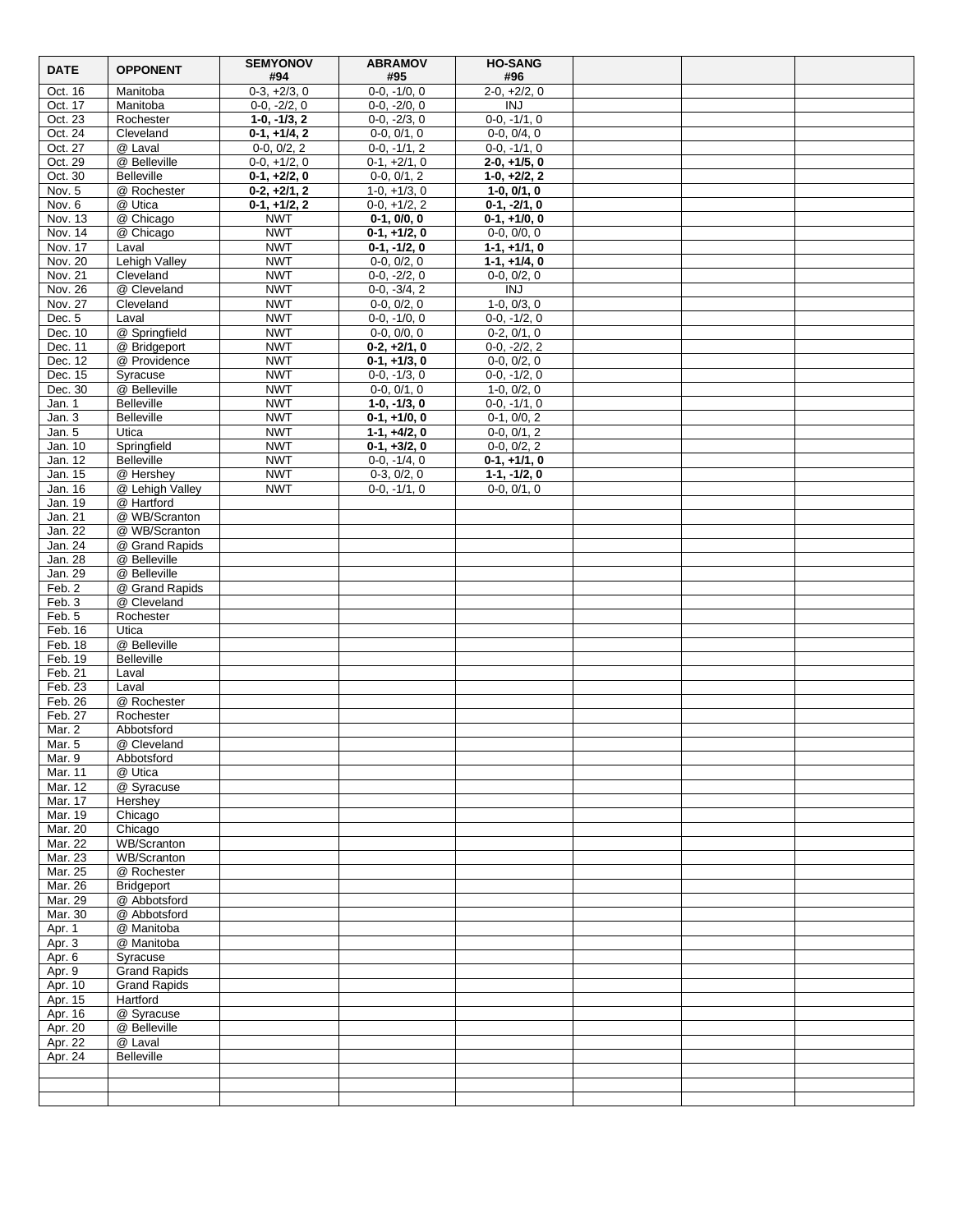| DATE | OPPONENT | SEMYONOV #94 | ABRAMOV #95 | HO-SANG #96 | | | |
|---|---|---|---|---|---|---|---|
| Oct. 16 | Manitoba | 0-3, +2/3, 0 | 0-0, -1/0, 0 | 2-0, +2/2, 0 | | | |
| Oct. 17 | Manitoba | 0-0, -2/2, 0 | 0-0, -2/0, 0 | INJ | | | |
| Oct. 23 | Rochester | **1-0, -1/3, 2** | 0-0, -2/3, 0 | 0-0, -1/1, 0 | | | |
| Oct. 24 | Cleveland | **0-1, +1/4, 2** | 0-0, 0/1, 0 | 0-0, 0/4, 0 | | | |
| Oct. 27 | @ Laval | 0-0, 0/2, 2 | 0-0, -1/1, 2 | 0-0, -1/1, 0 | | | |
| Oct. 29 | @ Belleville | 0-0, +1/2, 0 | 0-1, +2/1, 0 | **2-0, +1/5, 0** | | | |
| Oct. 30 | Belleville | **0-1, +2/2, 0** | 0-0, 0/1, 2 | **1-0, +2/2, 2** | | | |
| Nov. 5 | @ Rochester | **0-2, +2/1, 2** | 1-0, +1/3, 0 | **1-0, 0/1, 0** | | | |
| Nov. 6 | @ Utica | **0-1, +1/2, 2** | 0-0, +1/2, 2 | **0-1, -2/1, 0** | | | |
| Nov. 13 | @ Chicago | NWT | **0-1, 0/0, 0** | **0-1, +1/0, 0** | | | |
| Nov. 14 | @ Chicago | NWT | **0-1, +1/2, 0** | 0-0, 0/0, 0 | | | |
| Nov. 17 | Laval | NWT | **0-1, -1/2, 0** | **1-1, +1/1, 0** | | | |
| Nov. 20 | Lehigh Valley | NWT | 0-0, 0/2, 0 | **1-1, +1/4, 0** | | | |
| Nov. 21 | Cleveland | NWT | 0-0, -2/2, 0 | 0-0, 0/2, 0 | | | |
| Nov. 26 | @ Cleveland | NWT | 0-0, -3/4, 2 | INJ | | | |
| Nov. 27 | Cleveland | NWT | 0-0, 0/2, 0 | 1-0, 0/3, 0 | | | |
| Dec. 5 | Laval | NWT | 0-0, -1/0, 0 | 0-0, -1/2, 0 | | | |
| Dec. 10 | @ Springfield | NWT | 0-0, 0/0, 0 | 0-2, 0/1, 0 | | | |
| Dec. 11 | @ Bridgeport | NWT | **0-2, +2/1, 0** | 0-0, -2/2, 2 | | | |
| Dec. 12 | @ Providence | NWT | **0-1, +1/3, 0** | 0-0, 0/2, 0 | | | |
| Dec. 15 | Syracuse | NWT | 0-0, -1/3, 0 | 0-0, -1/2, 0 | | | |
| Dec. 30 | @ Belleville | NWT | 0-0, 0/1, 0 | 1-0, 0/2, 0 | | | |
| Jan. 1 | Belleville | NWT | **1-0, -1/3, 0** | 0-0, -1/1, 0 | | | |
| Jan. 3 | Belleville | NWT | **0-1, +1/0, 0** | 0-1, 0/0, 2 | | | |
| Jan. 5 | Utica | NWT | **1-1, +4/2, 0** | 0-0, 0/1, 2 | | | |
| Jan. 10 | Springfield | NWT | **0-1, +3/2, 0** | 0-0, 0/2, 2 | | | |
| Jan. 12 | Belleville | NWT | 0-0, -1/4, 0 | **0-1, +1/1, 0** | | | |
| Jan. 15 | @ Hershey | NWT | 0-3, 0/2, 0 | **1-1, -1/2, 0** | | | |
| Jan. 16 | @ Lehigh Valley | NWT | 0-0, -1/1, 0 | 0-0, 0/1, 0 | | | |
| Jan. 19 | @ Hartford | | | | | | |
| Jan. 21 | @ WB/Scranton | | | | | | |
| Jan. 22 | @ WB/Scranton | | | | | | |
| Jan. 24 | @ Grand Rapids | | | | | | |
| Jan. 28 | @ Belleville | | | | | | |
| Jan. 29 | @ Belleville | | | | | | |
| Feb. 2 | @ Grand Rapids | | | | | | |
| Feb. 3 | @ Cleveland | | | | | | |
| Feb. 5 | Rochester | | | | | | |
| Feb. 16 | Utica | | | | | | |
| Feb. 18 | @ Belleville | | | | | | |
| Feb. 19 | Belleville | | | | | | |
| Feb. 21 | Laval | | | | | | |
| Feb. 23 | Laval | | | | | | |
| Feb. 26 | @ Rochester | | | | | | |
| Feb. 27 | Rochester | | | | | | |
| Mar. 2 | Abbotsford | | | | | | |
| Mar. 5 | @ Cleveland | | | | | | |
| Mar. 9 | Abbotsford | | | | | | |
| Mar. 11 | @ Utica | | | | | | |
| Mar. 12 | @ Syracuse | | | | | | |
| Mar. 17 | Hershey | | | | | | |
| Mar. 19 | Chicago | | | | | | |
| Mar. 20 | Chicago | | | | | | |
| Mar. 22 | WB/Scranton | | | | | | |
| Mar. 23 | WB/Scranton | | | | | | |
| Mar. 25 | @ Rochester | | | | | | |
| Mar. 26 | Bridgeport | | | | | | |
| Mar. 29 | @ Abbotsford | | | | | | |
| Mar. 30 | @ Abbotsford | | | | | | |
| Apr. 1 | @ Manitoba | | | | | | |
| Apr. 3 | @ Manitoba | | | | | | |
| Apr. 6 | Syracuse | | | | | | |
| Apr. 9 | Grand Rapids | | | | | | |
| Apr. 10 | Grand Rapids | | | | | | |
| Apr. 15 | Hartford | | | | | | |
| Apr. 16 | @ Syracuse | | | | | | |
| Apr. 20 | @ Belleville | | | | | | |
| Apr. 22 | @ Laval | | | | | | |
| Apr. 24 | Belleville | | | | | | |
| | | | | | | | |
| | | | | | | | |
| | | | | | | | |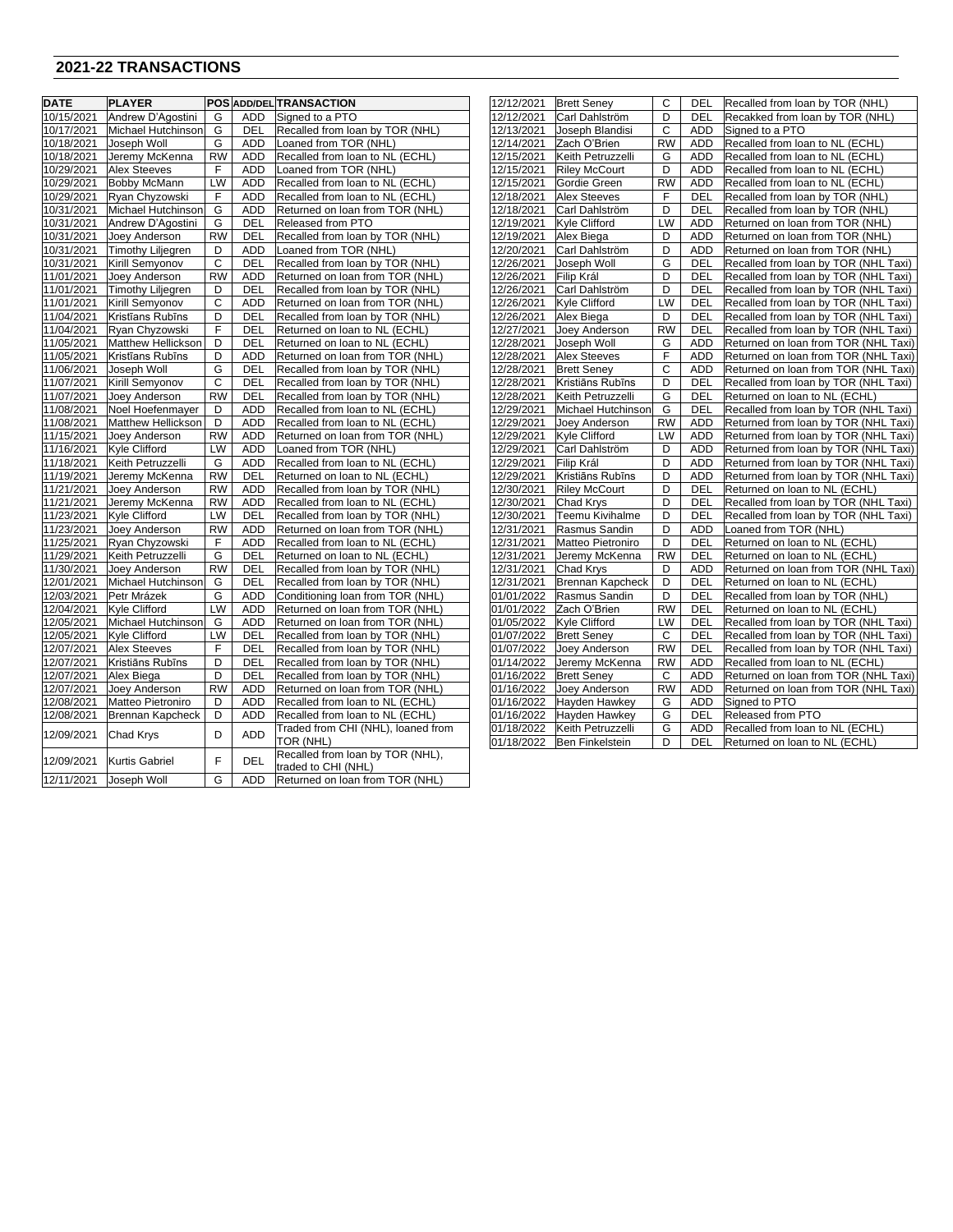## 2021-22 TRANSACTIONS

| DATE | PLAYER | POS | ADD/DEL | TRANSACTION |
|---|---|---|---|---|
| 10/15/2021 | Andrew D'Agostini | G | ADD | Signed to a PTO |
| 10/17/2021 | Michael Hutchinson | G | DEL | Recalled from loan by TOR (NHL) |
| 10/18/2021 | Joseph Woll | G | ADD | Loaned from TOR (NHL) |
| 10/18/2021 | Jeremy McKenna | RW | ADD | Recalled from loan to NL (ECHL) |
| 10/29/2021 | Alex Steeves | F | ADD | Loaned from TOR (NHL) |
| 10/29/2021 | Bobby McMann | LW | ADD | Recalled from loan to NL (ECHL) |
| 10/29/2021 | Ryan Chyzowski | F | ADD | Recalled from loan to NL (ECHL) |
| 10/31/2021 | Michael Hutchinson | G | ADD | Returned on loan from TOR (NHL) |
| 10/31/2021 | Andrew D'Agostini | G | DEL | Released from PTO |
| 10/31/2021 | Joey Anderson | RW | DEL | Recalled from loan by TOR (NHL) |
| 10/31/2021 | Timothy Liljegren | D | ADD | Loaned from TOR (NHL) |
| 10/31/2021 | Kirill Semyonov | C | DEL | Recalled from loan by TOR (NHL) |
| 11/01/2021 | Joey Anderson | RW | ADD | Returned on loan from TOR (NHL) |
| 11/01/2021 | Timothy Liljegren | D | DEL | Recalled from loan by TOR (NHL) |
| 11/01/2021 | Kirill Semyonov | C | ADD | Returned on loan from TOR (NHL) |
| 11/04/2021 | Kristīans Rubīns | D | DEL | Recalled from loan by TOR (NHL) |
| 11/04/2021 | Ryan Chyzowski | F | DEL | Returned on loan to NL (ECHL) |
| 11/05/2021 | Matthew Hellickson | D | DEL | Returned on loan to NL (ECHL) |
| 11/05/2021 | Kristīans Rubīns | D | ADD | Returned on loan from TOR (NHL) |
| 11/06/2021 | Joseph Woll | G | DEL | Recalled from loan by TOR (NHL) |
| 11/07/2021 | Kirill Semyonov | C | DEL | Recalled from loan by TOR (NHL) |
| 11/07/2021 | Joey Anderson | RW | DEL | Recalled from loan by TOR (NHL) |
| 11/08/2021 | Noel Hoefenmayer | D | ADD | Recalled from loan to NL (ECHL) |
| 11/08/2021 | Matthew Hellickson | D | ADD | Recalled from loan to NL (ECHL) |
| 11/15/2021 | Joey Anderson | RW | ADD | Returned on loan from TOR (NHL) |
| 11/16/2021 | Kyle Clifford | LW | ADD | Loaned from TOR (NHL) |
| 11/18/2021 | Keith Petruzzelli | G | ADD | Recalled from loan to NL (ECHL) |
| 11/19/2021 | Jeremy McKenna | RW | DEL | Returned on loan to NL (ECHL) |
| 11/21/2021 | Joey Anderson | RW | ADD | Recalled from loan by TOR (NHL) |
| 11/21/2021 | Jeremy McKenna | RW | ADD | Recalled from loan to NL (ECHL) |
| 11/23/2021 | Kyle Clifford | LW | DEL | Recalled from loan by TOR (NHL) |
| 11/23/2021 | Joey Anderson | RW | ADD | Returned on loan from TOR (NHL) |
| 11/25/2021 | Ryan Chyzowski | F | ADD | Recalled from loan to NL (ECHL) |
| 11/29/2021 | Keith Petruzzelli | G | DEL | Returned on loan to NL (ECHL) |
| 11/30/2021 | Joey Anderson | RW | DEL | Recalled from loan by TOR (NHL) |
| 12/01/2021 | Michael Hutchinson | G | DEL | Recalled from loan by TOR (NHL) |
| 12/03/2021 | Petr Mrázek | G | ADD | Conditioning loan from TOR (NHL) |
| 12/04/2021 | Kyle Clifford | LW | ADD | Returned on loan from TOR (NHL) |
| 12/05/2021 | Michael Hutchinson | G | ADD | Returned on loan from TOR (NHL) |
| 12/05/2021 | Kyle Clifford | LW | DEL | Recalled from loan by TOR (NHL) |
| 12/07/2021 | Alex Steeves | F | DEL | Recalled from loan by TOR (NHL) |
| 12/07/2021 | Kristiāns Rubīns | D | DEL | Recalled from loan by TOR (NHL) |
| 12/07/2021 | Alex Biega | D | DEL | Recalled from loan by TOR (NHL) |
| 12/07/2021 | Joey Anderson | RW | ADD | Returned on loan from TOR (NHL) |
| 12/08/2021 | Matteo Pietroniro | D | ADD | Recalled from loan to NL (ECHL) |
| 12/08/2021 | Brennan Kapcheck | D | ADD | Recalled from loan to NL (ECHL) |
| 12/09/2021 | Chad Krys | D | ADD | Traded from CHI (NHL), loaned from TOR (NHL) |
| 12/09/2021 | Kurtis Gabriel | F | DEL | Recalled from loan by TOR (NHL), traded to CHI (NHL) |
| 12/11/2021 | Joseph Woll | G | ADD | Returned on loan from TOR (NHL) |
| 12/12/2021 | Brett Seney | C | DEL | Recalled from loan by TOR (NHL) |
| 12/12/2021 | Carl Dahlström | D | DEL | Recakked from loan by TOR (NHL) |
| 12/13/2021 | Joseph Blandisi | C | ADD | Signed to a PTO |
| 12/14/2021 | Zach O'Brien | RW | ADD | Recalled from loan to NL (ECHL) |
| 12/15/2021 | Keith Petruzzelli | G | ADD | Recalled from loan to NL (ECHL) |
| 12/15/2021 | Riley McCourt | D | ADD | Recalled from loan to NL (ECHL) |
| 12/15/2021 | Gordie Green | RW | ADD | Recalled from loan to NL (ECHL) |
| 12/18/2021 | Alex Steeves | F | DEL | Recalled from loan by TOR (NHL) |
| 12/18/2021 | Carl Dahlström | D | DEL | Recalled from loan by TOR (NHL) |
| 12/19/2021 | Kyle Clifford | LW | ADD | Returned on loan from TOR (NHL) |
| 12/19/2021 | Alex Biega | D | ADD | Returned on loan from TOR (NHL) |
| 12/20/2021 | Carl Dahlström | D | ADD | Returned on loan from TOR (NHL) |
| 12/26/2021 | Joseph Woll | G | DEL | Recalled from loan by TOR (NHL Taxi) |
| 12/26/2021 | Filip Král | D | DEL | Recalled from loan by TOR (NHL Taxi) |
| 12/26/2021 | Carl Dahlström | D | DEL | Recalled from loan by TOR (NHL Taxi) |
| 12/26/2021 | Kyle Clifford | LW | DEL | Recalled from loan by TOR (NHL Taxi) |
| 12/26/2021 | Alex Biega | D | DEL | Recalled from loan by TOR (NHL Taxi) |
| 12/27/2021 | Joey Anderson | RW | DEL | Recalled from loan by TOR (NHL Taxi) |
| 12/28/2021 | Joseph Woll | G | ADD | Returned on loan from TOR (NHL Taxi) |
| 12/28/2021 | Alex Steeves | F | ADD | Returned on loan from TOR (NHL Taxi) |
| 12/28/2021 | Brett Seney | C | ADD | Returned on loan from TOR (NHL Taxi) |
| 12/28/2021 | Kristiāns Rubīns | D | DEL | Recalled from loan by TOR (NHL Taxi) |
| 12/28/2021 | Keith Petruzzelli | G | DEL | Returned on loan to NL (ECHL) |
| 12/29/2021 | Michael Hutchinson | G | DEL | Recalled from loan by TOR (NHL Taxi) |
| 12/29/2021 | Joey Anderson | RW | ADD | Returned from loan by TOR (NHL Taxi) |
| 12/29/2021 | Kyle Clifford | LW | ADD | Returned from loan by TOR (NHL Taxi) |
| 12/29/2021 | Carl Dahlström | D | ADD | Returned from loan by TOR (NHL Taxi) |
| 12/29/2021 | Filip Král | D | ADD | Returned from loan by TOR (NHL Taxi) |
| 12/29/2021 | Kristiāns Rubīns | D | ADD | Returned from loan by TOR (NHL Taxi) |
| 12/30/2021 | Riley McCourt | D | DEL | Returned on loan to NL (ECHL) |
| 12/30/2021 | Chad Krys | D | DEL | Recalled from loan by TOR (NHL Taxi) |
| 12/30/2021 | Teemu Kivihalme | D | DEL | Recalled from loan by TOR (NHL Taxi) |
| 12/31/2021 | Rasmus Sandin | D | ADD | Loaned from TOR (NHL) |
| 12/31/2021 | Matteo Pietroniro | D | DEL | Returned on loan to NL (ECHL) |
| 12/31/2021 | Jeremy McKenna | RW | DEL | Returned on loan to NL (ECHL) |
| 12/31/2021 | Chad Krys | D | ADD | Returned on loan from TOR (NHL Taxi) |
| 12/31/2021 | Brennan Kapcheck | D | DEL | Returned on loan to NL (ECHL) |
| 01/01/2022 | Rasmus Sandin | D | DEL | Recalled from loan by TOR (NHL) |
| 01/01/2022 | Zach O'Brien | RW | DEL | Returned on loan to NL (ECHL) |
| 01/05/2022 | Kyle Clifford | LW | DEL | Recalled from loan by TOR (NHL Taxi) |
| 01/07/2022 | Brett Seney | C | DEL | Recalled from loan by TOR (NHL Taxi) |
| 01/07/2022 | Joey Anderson | RW | DEL | Recalled from loan by TOR (NHL Taxi) |
| 01/14/2022 | Jeremy McKenna | RW | ADD | Recalled from loan to NL (ECHL) |
| 01/16/2022 | Brett Seney | C | ADD | Returned on loan from TOR (NHL Taxi) |
| 01/16/2022 | Joey Anderson | RW | ADD | Returned on loan from TOR (NHL Taxi) |
| 01/16/2022 | Hayden Hawkey | G | ADD | Signed to PTO |
| 01/16/2022 | Hayden Hawkey | G | DEL | Released from PTO |
| 01/18/2022 | Keith Petruzzelli | G | ADD | Recalled from loan to NL (ECHL) |
| 01/18/2022 | Ben Finkelstein | D | DEL | Returned on loan to NL (ECHL) |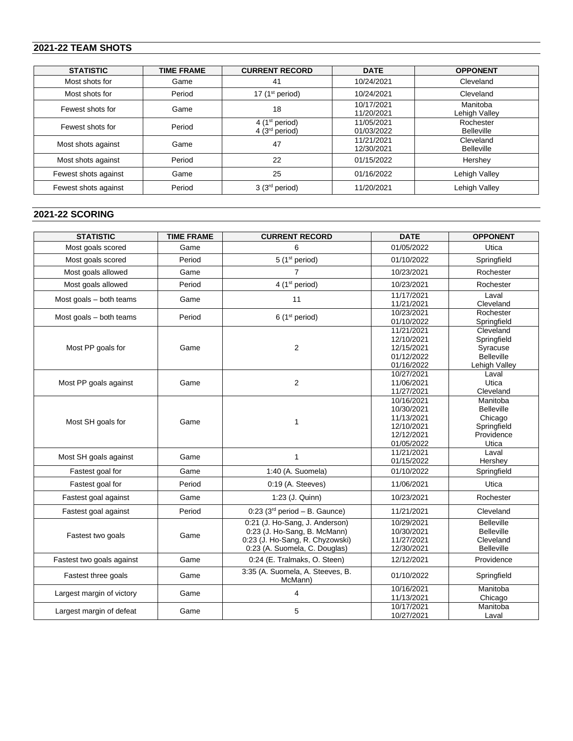## 2021-22 TEAM SHOTS

| STATISTIC | TIME FRAME | CURRENT RECORD | DATE | OPPONENT |
|---|---|---|---|---|
| Most shots for | Game | 41 | 10/24/2021 | Cleveland |
| Most shots for | Period | 17 (1st period) | 10/24/2021 | Cleveland |
| Fewest shots for | Game | 18 | 10/17/2021<br>11/20/2021 | Manitoba<br>Lehigh Valley |
| Fewest shots for | Period | 4 (1st period)<br>4 (3rd period) | 11/05/2021<br>01/03/2022 | Rochester<br>Belleville |
| Most shots against | Game | 47 | 11/21/2021<br>12/30/2021 | Cleveland<br>Belleville |
| Most shots against | Period | 22 | 01/15/2022 | Hershey |
| Fewest shots against | Game | 25 | 01/16/2022 | Lehigh Valley |
| Fewest shots against | Period | 3 (3rd period) | 11/20/2021 | Lehigh Valley |

## 2021-22 SCORING

| STATISTIC | TIME FRAME | CURRENT RECORD | DATE | OPPONENT |
|---|---|---|---|---|
| Most goals scored | Game | 6 | 01/05/2022 | Utica |
| Most goals scored | Period | 5 (1st period) | 01/10/2022 | Springfield |
| Most goals allowed | Game | 7 | 10/23/2021 | Rochester |
| Most goals allowed | Period | 4 (1st period) | 10/23/2021 | Rochester |
| Most goals – both teams | Game | 11 | 11/17/2021<br>11/21/2021 | Laval<br>Cleveland |
| Most goals – both teams | Period | 6 (1st period) | 10/23/2021<br>01/10/2022 | Rochester<br>Springfield |
| Most PP goals for | Game | 2 | 11/21/2021<br>12/10/2021<br>12/15/2021<br>01/12/2022<br>01/16/2022 | Cleveland<br>Springfield<br>Syracuse<br>Belleville<br>Lehigh Valley |
| Most PP goals against | Game | 2 | 10/27/2021<br>11/06/2021<br>11/27/2021 | Laval<br>Utica<br>Cleveland |
| Most SH goals for | Game | 1 | 10/16/2021<br>10/30/2021<br>11/13/2021<br>12/10/2021<br>12/12/2021<br>01/05/2022 | Manitoba<br>Belleville<br>Chicago<br>Springfield<br>Providence<br>Utica |
| Most SH goals against | Game | 1 | 11/21/2021<br>01/15/2022 | Laval<br>Hershey |
| Fastest goal for | Game | 1:40 (A. Suomela) | 01/10/2022 | Springfield |
| Fastest goal for | Period | 0:19 (A. Steeves) | 11/06/2021 | Utica |
| Fastest goal against | Game | 1:23 (J. Quinn) | 10/23/2021 | Rochester |
| Fastest goal against | Period | 0:23 (3rd period – B. Gaunce) | 11/21/2021 | Cleveland |
| Fastest two goals | Game | 0:21 (J. Ho-Sang, J. Anderson)<br>0:23 (J. Ho-Sang, B. McMann)<br>0:23 (J. Ho-Sang, R. Chyzowski)<br>0:23 (A. Suomela, C. Douglas) | 10/29/2021<br>10/30/2021<br>11/27/2021<br>12/30/2021 | Belleville<br>Belleville<br>Cleveland<br>Belleville |
| Fastest two goals against | Game | 0:24 (E. Tralmaks, O. Steen) | 12/12/2021 | Providence |
| Fastest three goals | Game | 3:35 (A. Suomela, A. Steeves, B. McMann) | 01/10/2022 | Springfield |
| Largest margin of victory | Game | 4 | 10/16/2021<br>11/13/2021 | Manitoba<br>Chicago |
| Largest margin of defeat | Game | 5 | 10/17/2021<br>10/27/2021 | Manitoba<br>Laval |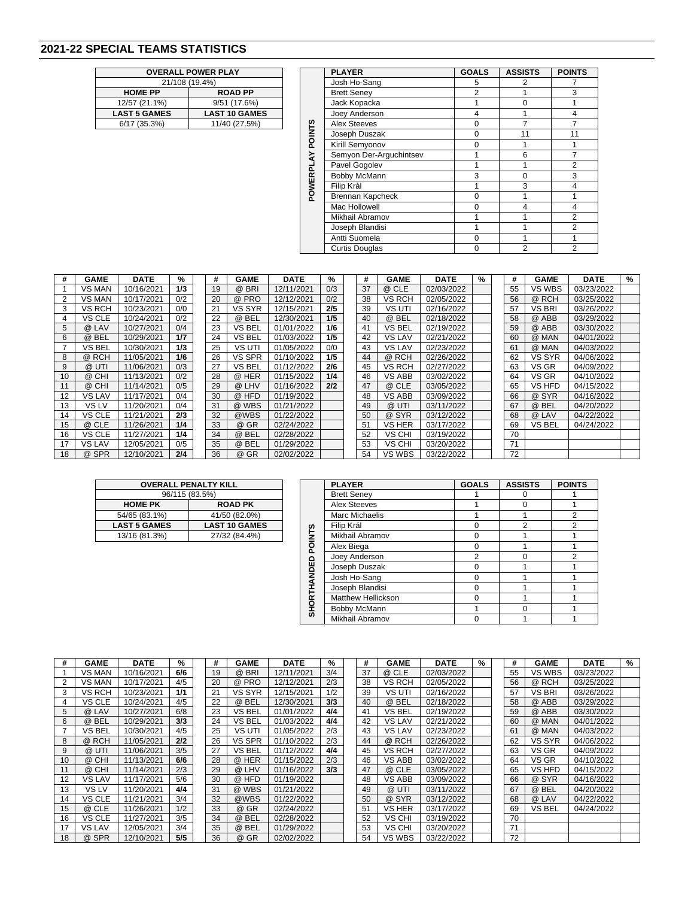## 2021-22 SPECIAL TEAMS STATISTICS

| OVERALL POWER PLAY | |
|---|---|
| 21/108 (19.4%) | |
| **HOME PP** | **ROAD PP** |
| 12/57 (21.1%) | 9/51 (17.6%) |
| **LAST 5 GAMES** | **LAST 10 GAMES** |
| 6/17 (35.3%) | 11/40 (27.5%) |

**POWERPLAY POINTS**

| PLAYER | GOALS | ASSISTS | POINTS |
|---|---|---|---|
| Josh Ho-Sang | 5 | 2 | 7 |
| Brett Seney | 2 | 1 | 3 |
| Jack Kopacka | 1 | 0 | 1 |
| Joey Anderson | 4 | 1 | 4 |
| Alex Steeves | 0 | 7 | 7 |
| Joseph Duszak | 0 | 11 | 11 |
| Kirill Semyonov | 0 | 1 | 1 |
| Semyon Der-Arguchintsev | 1 | 6 | 7 |
| Pavel Gogolev | 1 | 1 | 2 |
| Bobby McMann | 3 | 0 | 3 |
| Filip Kràl | 1 | 3 | 4 |
| Brennan Kapcheck | 0 | 1 | 1 |
| Mac Hollowell | 0 | 4 | 4 |
| Mikhail Abramov | 1 | 1 | 2 |
| Joseph Blandisi | 1 | 1 | 2 |
| Antti Suomela | 0 | 1 | 1 |
| Curtis Douglas | 0 | 2 | 2 |

| # | GAME | DATE | % | # | GAME | DATE | % | # | GAME | DATE | % | # | GAME | DATE | % |
|---|---|---|---|---|---|---|---|---|---|---|---|---|---|---|---|
| 1 | VS MAN | 10/16/2021 | **1/3** | 19 | @ BRI | 12/11/2021 | 0/3 | 37 | @ CLE | 02/03/2022 | | 55 | VS WBS | 03/23/2022 | |
| 2 | VS MAN | 10/17/2021 | 0/2 | 20 | @ PRO | 12/12/2021 | 0/2 | 38 | VS RCH | 02/05/2022 | | 56 | @ RCH | 03/25/2022 | |
| 3 | VS RCH | 10/23/2021 | 0/0 | 21 | VS SYR | 12/15/2021 | **2/5** | 39 | VS UTI | 02/16/2022 | | 57 | VS BRI | 03/26/2022 | |
| 4 | VS CLE | 10/24/2021 | 0/2 | 22 | @ BEL | 12/30/2021 | **1/5** | 40 | @ BEL | 02/18/2022 | | 58 | @ ABB | 03/29/2022 | |
| 5 | @ LAV | 10/27/2021 | 0/4 | 23 | VS BEL | 01/01/2022 | **1/6** | 41 | VS BEL | 02/19/2022 | | 59 | @ ABB | 03/30/2022 | |
| 6 | @ BEL | 10/29/2021 | **1/7** | 24 | VS BEL | 01/03/2022 | **1/5** | 42 | VS LAV | 02/21/2022 | | 60 | @ MAN | 04/01/2022 | |
| 7 | VS BEL | 10/30/2021 | **1/3** | 25 | VS UTI | 01/05/2022 | 0/0 | 43 | VS LAV | 02/23/2022 | | 61 | @ MAN | 04/03/2022 | |
| 8 | @ RCH | 11/05/2021 | **1/6** | 26 | VS SPR | 01/10/2022 | **1/5** | 44 | @ RCH | 02/26/2022 | | 62 | VS SYR | 04/06/2022 | |
| 9 | @ UTI | 11/06/2021 | 0/3 | 27 | VS BEL | 01/12/2022 | **2/6** | 45 | VS RCH | 02/27/2022 | | 63 | VS GR | 04/09/2022 | |
| 10 | @ CHI | 11/13/2021 | 0/2 | 28 | @ HER | 01/15/2022 | **1/4** | 46 | VS ABB | 03/02/2022 | | 64 | VS GR | 04/10/2022 | |
| 11 | @ CHI | 11/14/2021 | 0/5 | 29 | @ LHV | 01/16/2022 | **2/2** | 47 | @ CLE | 03/05/2022 | | 65 | VS HFD | 04/15/2022 | |
| 12 | VS LAV | 11/17/2021 | 0/4 | 30 | @ HFD | 01/19/2022 | | 48 | VS ABB | 03/09/2022 | | 66 | @ SYR | 04/16/2022 | |
| 13 | VS LV | 11/20/2021 | 0/4 | 31 | @ WBS | 01/21/2022 | | 49 | @ UTI | 03/11/2022 | | 67 | @ BEL | 04/20/2022 | |
| 14 | VS CLE | 11/21/2021 | **2/3** | 32 | @WBS | 01/22/2022 | | 50 | @ SYR | 03/12/2022 | | 68 | @ LAV | 04/22/2022 | |
| 15 | @ CLE | 11/26/2021 | **1/4** | 33 | @ GR | 02/24/2022 | | 51 | VS HER | 03/17/2022 | | 69 | VS BEL | 04/24/2022 | |
| 16 | VS CLE | 11/27/2021 | **1/4** | 34 | @ BEL | 02/28/2022 | | 52 | VS CHI | 03/19/2022 | | 70 | | | |
| 17 | VS LAV | 12/05/2021 | 0/5 | 35 | @ BEL | 01/29/2022 | | 53 | VS CHI | 03/20/2022 | | 71 | | | |
| 18 | @ SPR | 12/10/2021 | **2/4** | 36 | @ GR | 02/02/2022 | | 54 | VS WBS | 03/22/2022 | | 72 | | | |

| OVERALL PENALTY KILL | |
|---|---|
| 96/115 (83.5%) | |
| **HOME PK** | **ROAD PK** |
| 54/65 (83.1%) | 41/50 (82.0%) |
| **LAST 5 GAMES** | **LAST 10 GAMES** |
| 13/16 (81.3%) | 27/32 (84.4%) |

**SHORTHANDED POINTS**

| PLAYER | GOALS | ASSISTS | POINTS |
|---|---|---|---|
| Brett Seney | 1 | 0 | 1 |
| Alex Steeves | 1 | 0 | 1 |
| Marc Michaelis | 1 | 1 | 2 |
| Filip Král | 0 | 2 | 2 |
| Mikhail Abramov | 0 | 1 | 1 |
| Alex Biega | 0 | 1 | 1 |
| Joey Anderson | 2 | 0 | 2 |
| Joseph Duszak | 0 | 1 | 1 |
| Josh Ho-Sang | 0 | 1 | 1 |
| Joseph Blandisi | 0 | 1 | 1 |
| Matthew Hellickson | 0 | 1 | 1 |
| Bobby McMann | 1 | 0 | 1 |
| Mikhail Abramov | 0 | 1 | 1 |

| # | GAME | DATE | % | # | GAME | DATE | % | # | GAME | DATE | % | # | GAME | DATE | % |
|---|---|---|---|---|---|---|---|---|---|---|---|---|---|---|---|
| 1 | VS MAN | 10/16/2021 | **6/6** | 19 | @ BRI | 12/11/2021 | 3/4 | 37 | @ CLE | 02/03/2022 | | 55 | VS WBS | 03/23/2022 | |
| 2 | VS MAN | 10/17/2021 | 4/5 | 20 | @ PRO | 12/12/2021 | 2/3 | 38 | VS RCH | 02/05/2022 | | 56 | @ RCH | 03/25/2022 | |
| 3 | VS RCH | 10/23/2021 | **1/1** | 21 | VS SYR | 12/15/2021 | 1/2 | 39 | VS UTI | 02/16/2022 | | 57 | VS BRI | 03/26/2022 | |
| 4 | VS CLE | 10/24/2021 | 4/5 | 22 | @ BEL | 12/30/2021 | **3/3** | 40 | @ BEL | 02/18/2022 | | 58 | @ ABB | 03/29/2022 | |
| 5 | @ LAV | 10/27/2021 | 6/8 | 23 | VS BEL | 01/01/2022 | **4/4** | 41 | VS BEL | 02/19/2022 | | 59 | @ ABB | 03/30/2022 | |
| 6 | @ BEL | 10/29/2021 | **3/3** | 24 | VS BEL | 01/03/2022 | **4/4** | 42 | VS LAV | 02/21/2022 | | 60 | @ MAN | 04/01/2022 | |
| 7 | VS BEL | 10/30/2021 | 4/5 | 25 | VS UTI | 01/05/2022 | 2/3 | 43 | VS LAV | 02/23/2022 | | 61 | @ MAN | 04/03/2022 | |
| 8 | @ RCH | 11/05/2021 | **2/2** | 26 | VS SPR | 01/10/2022 | 2/3 | 44 | @ RCH | 02/26/2022 | | 62 | VS SYR | 04/06/2022 | |
| 9 | @ UTI | 11/06/2021 | 3/5 | 27 | VS BEL | 01/12/2022 | **4/4** | 45 | VS RCH | 02/27/2022 | | 63 | VS GR | 04/09/2022 | |
| 10 | @ CHI | 11/13/2021 | **6/6** | 28 | @ HER | 01/15/2022 | 2/3 | 46 | VS ABB | 03/02/2022 | | 64 | VS GR | 04/10/2022 | |
| 11 | @ CHI | 11/14/2021 | 2/3 | 29 | @ LHV | 01/16/2022 | **3/3** | 47 | @ CLE | 03/05/2022 | | 65 | VS HFD | 04/15/2022 | |
| 12 | VS LAV | 11/17/2021 | 5/6 | 30 | @ HFD | 01/19/2022 | | 48 | VS ABB | 03/09/2022 | | 66 | @ SYR | 04/16/2022 | |
| 13 | VS LV | 11/20/2021 | **4/4** | 31 | @ WBS | 01/21/2022 | | 49 | @ UTI | 03/11/2022 | | 67 | @ BEL | 04/20/2022 | |
| 14 | VS CLE | 11/21/2021 | 3/4 | 32 | @WBS | 01/22/2022 | | 50 | @ SYR | 03/12/2022 | | 68 | @ LAV | 04/22/2022 | |
| 15 | @ CLE | 11/26/2021 | 1/2 | 33 | @ GR | 02/24/2022 | | 51 | VS HER | 03/17/2022 | | 69 | VS BEL | 04/24/2022 | |
| 16 | VS CLE | 11/27/2021 | 3/5 | 34 | @ BEL | 02/28/2022 | | 52 | VS CHI | 03/19/2022 | | 70 | | | |
| 17 | VS LAV | 12/05/2021 | 3/4 | 35 | @ BEL | 01/29/2022 | | 53 | VS CHI | 03/20/2022 | | 71 | | | |
| 18 | @ SPR | 12/10/2021 | **5/5** | 36 | @ GR | 02/02/2022 | | 54 | VS WBS | 03/22/2022 | | 72 | | | |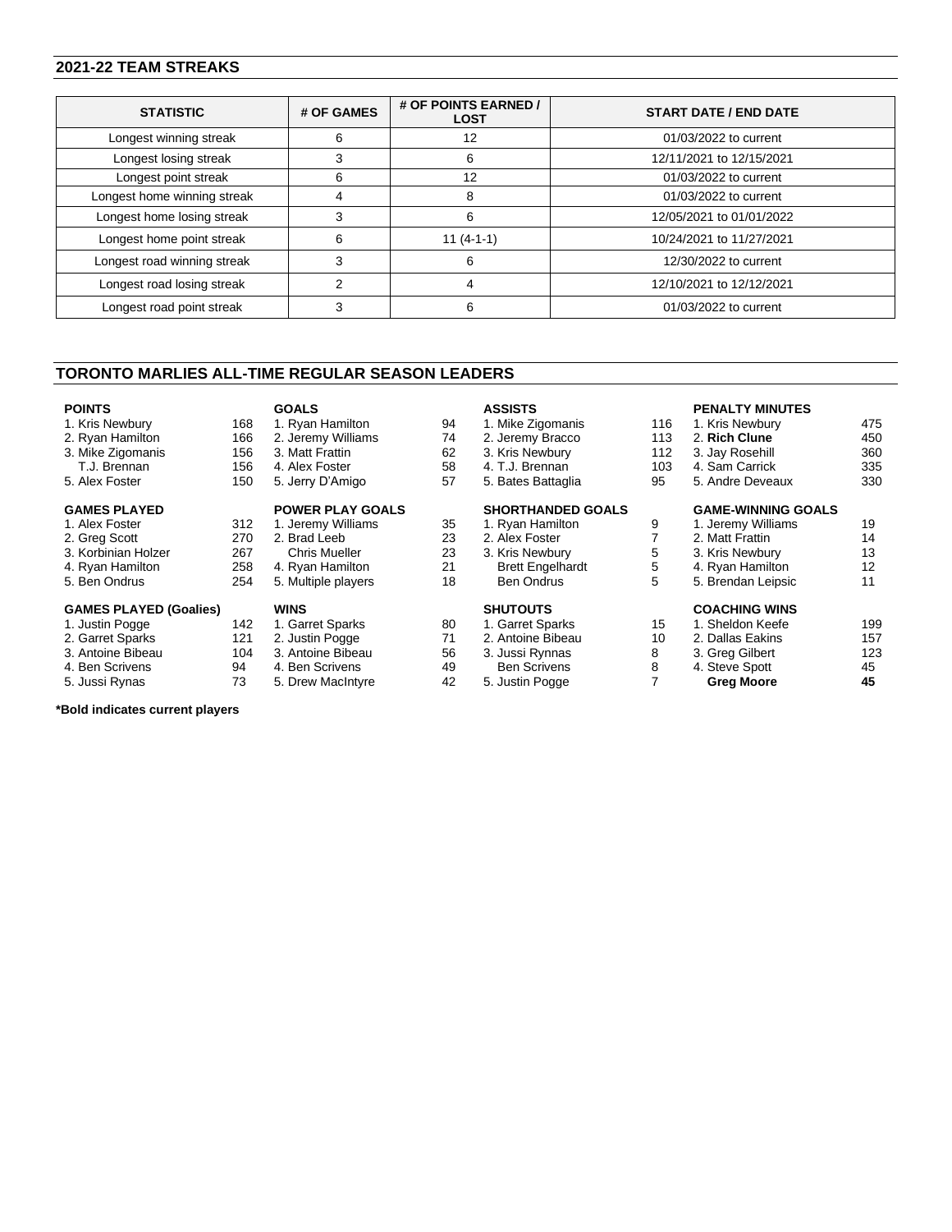## 2021-22 TEAM STREAKS

| STATISTIC | # OF GAMES | # OF POINTS EARNED / LOST | START DATE / END DATE |
|---|---|---|---|
| Longest winning streak | 6 | 12 | 01/03/2022 to current |
| Longest losing streak | 3 | 6 | 12/11/2021 to 12/15/2021 |
| Longest point streak | 6 | 12 | 01/03/2022 to current |
| Longest home winning streak | 4 | 8 | 01/03/2022 to current |
| Longest home losing streak | 3 | 6 | 12/05/2021 to 01/01/2022 |
| Longest home point streak | 6 | 11 (4-1-1) | 10/24/2021 to 11/27/2021 |
| Longest road winning streak | 3 | 6 | 12/30/2022 to current |
| Longest road losing streak | 2 | 4 | 12/10/2021 to 12/12/2021 |
| Longest road point streak | 3 | 6 | 01/03/2022 to current |

## TORONTO MARLIES ALL-TIME REGULAR SEASON LEADERS

**POINTS**

1. Kris Newbury 168
2. Ryan Hamilton 166
3. Mike Zigomanis 156
   T.J. Brennan 156
5. Alex Foster 150

**GOALS**

1. Ryan Hamilton 94
2. Jeremy Williams 74
3. Matt Frattin 62
4. Alex Foster 58
5. Jerry D'Amigo 57

**ASSISTS**

1. Mike Zigomanis 116
2. Jeremy Bracco 113
3. Kris Newbury 112
4. T.J. Brennan 103
5. Bates Battaglia 95

**PENALTY MINUTES**

1. Kris Newbury 475
2. **Rich Clune** 450
3. Jay Rosehill 360
4. Sam Carrick 335
5. Andre Deveaux 330

**GAMES PLAYED**

1. Alex Foster 312
2. Greg Scott 270
3. Korbinian Holzer 267
4. Ryan Hamilton 258
5. Ben Ondrus 254

**POWER PLAY GOALS**

1. Jeremy Williams 35
2. Brad Leeb 23
   Chris Mueller 23
4. Ryan Hamilton 21
5. Multiple players 18

**SHORTHANDED GOALS**

1. Ryan Hamilton 9
2. Alex Foster 7
3. Kris Newbury 5
   Brett Engelhardt 5
   Ben Ondrus 5

**GAME-WINNING GOALS**

1. Jeremy Williams 19
2. Matt Frattin 14
3. Kris Newbury 13
4. Ryan Hamilton 12
5. Brendan Leipsic 11

**GAMES PLAYED (Goalies)**

1. Justin Pogge 142
2. Garret Sparks 121
3. Antoine Bibeau 104
4. Ben Scrivens 94
5. Jussi Rynas 73

**WINS**

1. Garret Sparks 80
2. Justin Pogge 71
3. Antoine Bibeau 56
4. Ben Scrivens 49
5. Drew MacIntyre 42

**SHUTOUTS**

1. Garret Sparks 15
2. Antoine Bibeau 10
3. Jussi Rynnas 8
   Ben Scrivens 8
5. Justin Pogge 7

**COACHING WINS**

1. Sheldon Keefe 199
2. Dallas Eakins 157
3. Greg Gilbert 123
4. Steve Spott 45
   **Greg Moore** **45**

***Bold indicates current players**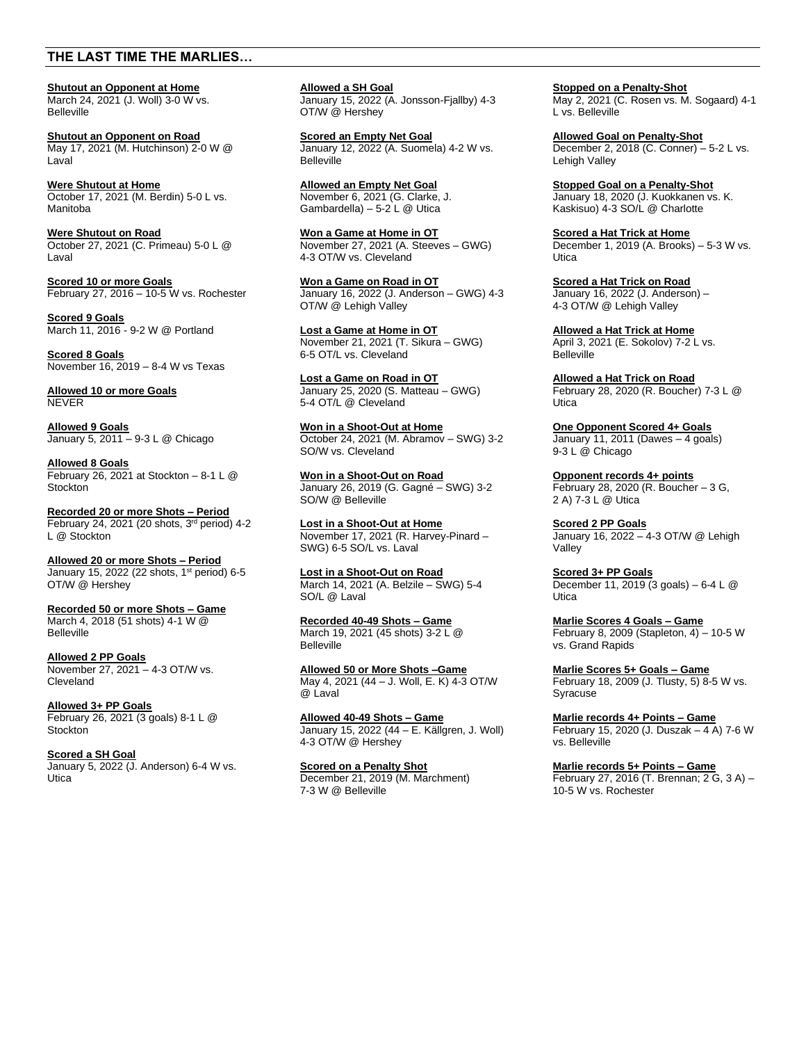## THE LAST TIME THE MARLIES…

**Shutout an Opponent at Home**
March 24, 2021 (J. Woll) 3-0 W vs. Belleville

**Shutout an Opponent on Road**
May 17, 2021 (M. Hutchinson) 2-0 W @ Laval

**Were Shutout at Home**
October 17, 2021 (M. Berdin) 5-0 L vs. Manitoba

**Were Shutout on Road**
October 27, 2021 (C. Primeau) 5-0 L @ Laval

**Scored 10 or more Goals**
February 27, 2016 – 10-5 W vs. Rochester

**Scored 9 Goals**
March 11, 2016 - 9-2 W @ Portland

**Scored 8 Goals**
November 16, 2019 – 8-4 W vs Texas

**Allowed 10 or more Goals**
NEVER

**Allowed 9 Goals**
January 5, 2011 – 9-3 L @ Chicago

**Allowed 8 Goals**
February 26, 2021 at Stockton – 8-1 L @ Stockton

**Recorded 20 or more Shots – Period**
February 24, 2021 (20 shots, 3rd period) 4-2 L @ Stockton

**Allowed 20 or more Shots – Period**
January 15, 2022 (22 shots, 1st period) 6-5 OT/W @ Hershey

**Recorded 50 or more Shots – Game**
March 4, 2018 (51 shots) 4-1 W @ Belleville

**Allowed 2 PP Goals**
November 27, 2021 – 4-3 OT/W vs. Cleveland

**Allowed 3+ PP Goals**
February 26, 2021 (3 goals) 8-1 L @ Stockton

**Scored a SH Goal**
January 5, 2022 (J. Anderson) 6-4 W vs. Utica

**Allowed a SH Goal**
January 15, 2022 (A. Jonsson-Fjallby) 4-3 OT/W @ Hershey

**Scored an Empty Net Goal**
January 12, 2022 (A. Suomela) 4-2 W vs. Belleville

**Allowed an Empty Net Goal**
November 6, 2021 (G. Clarke, J. Gambardella) – 5-2 L @ Utica

**Won a Game at Home in OT**
November 27, 2021 (A. Steeves – GWG) 4-3 OT/W vs. Cleveland

**Won a Game on Road in OT**
January 16, 2022 (J. Anderson – GWG) 4-3 OT/W @ Lehigh Valley

**Lost a Game at Home in OT**
November 21, 2021 (T. Sikura – GWG) 6-5 OT/L vs. Cleveland

**Lost a Game on Road in OT**
January 25, 2020 (S. Matteau – GWG) 5-4 OT/L @ Cleveland

**Won in a Shoot-Out at Home**
October 24, 2021 (M. Abramov – SWG) 3-2 SO/W vs. Cleveland

**Won in a Shoot-Out on Road**
January 26, 2019 (G. Gagné – SWG) 3-2 SO/W @ Belleville

**Lost in a Shoot-Out at Home**
November 17, 2021 (R. Harvey-Pinard – SWG) 6-5 SO/L vs. Laval

**Lost in a Shoot-Out on Road**
March 14, 2021 (A. Belzile – SWG) 5-4 SO/L @ Laval

**Recorded 40-49 Shots – Game**
March 19, 2021 (45 shots) 3-2 L @ Belleville

**Allowed 50 or More Shots –Game**
May 4, 2021 (44 – J. Woll, E. K) 4-3 OT/W @ Laval

**Allowed 40-49 Shots – Game**
January 15, 2022 (44 – E. Källgren, J. Woll) 4-3 OT/W @ Hershey

**Scored on a Penalty Shot**
December 21, 2019 (M. Marchment) 7-3 W @ Belleville

**Stopped on a Penalty-Shot**
May 2, 2021 (C. Rosen vs. M. Sogaard) 4-1 L vs. Belleville

**Allowed Goal on Penalty-Shot**
December 2, 2018 (C. Conner) – 5-2 L vs. Lehigh Valley

**Stopped Goal on a Penalty-Shot**
January 18, 2020 (J. Kuokkanen vs. K. Kaskisuo) 4-3 SO/L @ Charlotte

**Scored a Hat Trick at Home**
December 1, 2019 (A. Brooks) – 5-3 W vs. Utica

**Scored a Hat Trick on Road**
January 16, 2022 (J. Anderson) – 4-3 OT/W @ Lehigh Valley

**Allowed a Hat Trick at Home**
April 3, 2021 (E. Sokolov) 7-2 L vs. Belleville

**Allowed a Hat Trick on Road**
February 28, 2020 (R. Boucher) 7-3 L @ Utica

**One Opponent Scored 4+ Goals**
January 11, 2011 (Dawes – 4 goals) 9-3 L @ Chicago

**Opponent records 4+ points**
February 28, 2020 (R. Boucher – 3 G, 2 A) 7-3 L @ Utica

**Scored 2 PP Goals**
January 16, 2022 – 4-3 OT/W @ Lehigh Valley

**Scored 3+ PP Goals**
December 11, 2019 (3 goals) – 6-4 L @ Utica

**Marlie Scores 4 Goals – Game**
February 8, 2009 (Stapleton, 4) – 10-5 W vs. Grand Rapids

**Marlie Scores 5+ Goals – Game**
February 18, 2009 (J. Tlusty, 5) 8-5 W vs. Syracuse

**Marlie records 4+ Points – Game**
February 15, 2020 (J. Duszak – 4 A) 7-6 W vs. Belleville

**Marlie records 5+ Points – Game**
February 27, 2016 (T. Brennan; 2 G, 3 A) – 10-5 W vs. Rochester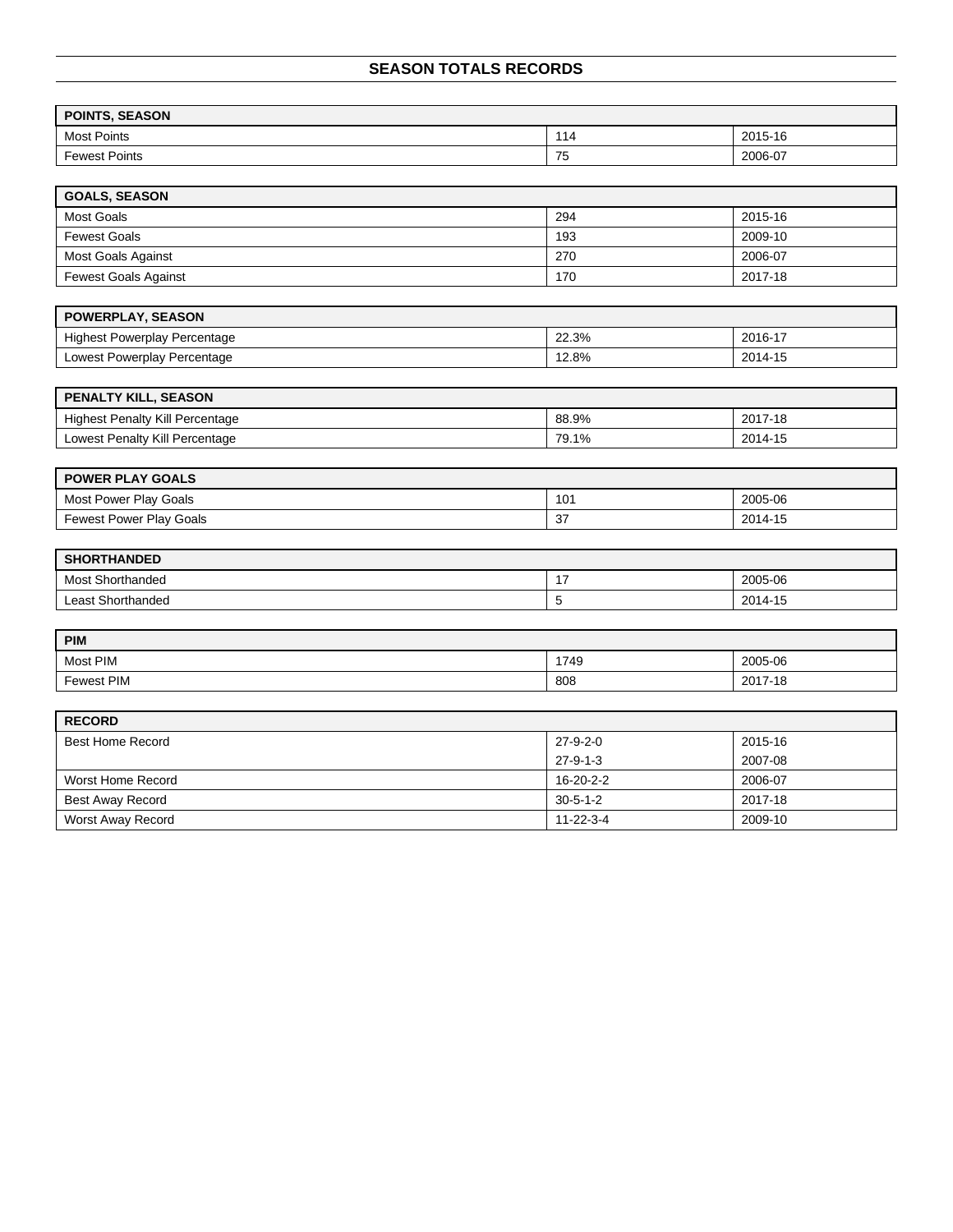## SEASON TOTALS RECORDS

| POINTS, SEASON | | |
|---|---|---|
| Most Points | 114 | 2015-16 |
| Fewest Points | 75 | 2006-07 |

| GOALS, SEASON | | |
|---|---|---|
| Most Goals | 294 | 2015-16 |
| Fewest Goals | 193 | 2009-10 |
| Most Goals Against | 270 | 2006-07 |
| Fewest Goals Against | 170 | 2017-18 |

| POWERPLAY, SEASON | | |
|---|---|---|
| Highest Powerplay Percentage | 22.3% | 2016-17 |
| Lowest Powerplay Percentage | 12.8% | 2014-15 |

| PENALTY KILL, SEASON | | |
|---|---|---|
| Highest Penalty Kill Percentage | 88.9% | 2017-18 |
| Lowest Penalty Kill Percentage | 79.1% | 2014-15 |

| POWER PLAY GOALS | | |
|---|---|---|
| Most Power Play Goals | 101 | 2005-06 |
| Fewest Power Play Goals | 37 | 2014-15 |

| SHORTHANDED | | |
|---|---|---|
| Most Shorthanded | 17 | 2005-06 |
| Least Shorthanded | 5 | 2014-15 |

| PIM | | |
|---|---|---|
| Most PIM | 1749 | 2005-06 |
| Fewest PIM | 808 | 2017-18 |

| RECORD | | |
|---|---|---|
| Best Home Record | 27-9-2-0 | 2015-16 |
| | 27-9-1-3 | 2007-08 |
| Worst Home Record | 16-20-2-2 | 2006-07 |
| Best Away Record | 30-5-1-2 | 2017-18 |
| Worst Away Record | 11-22-3-4 | 2009-10 |